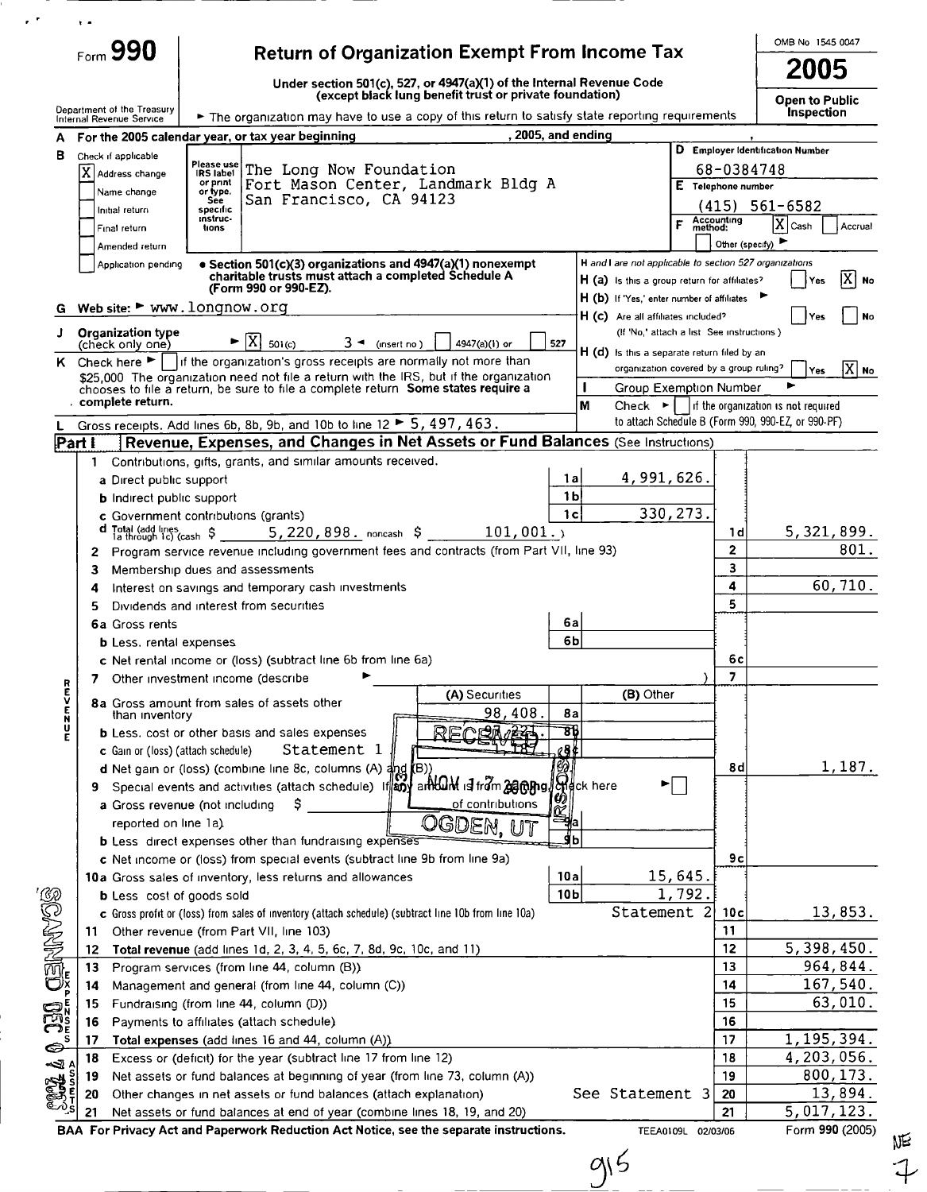# Form 990 — Return of Organization Exempt From Income Tax — 2005

OMB No 1545 0047

Under section 501(c), 527, or 4947(a)(1) of the Internal Revenue Code (except black lung benefit trust or private foundation)

Department of the Treasury Internal Revenue Service

► The organization may have to use a copy of this return to satisfy state reporting requirements

**Open to Public Inspection**

**A** For the 2005 calendar year, or tax year beginning , 2005, and ending ,

**B** Check if applicable:
- [X] Address change
- [ ] Name change
- [ ] Initial return
- [ ] Final return
- [ ] Amended return
- [ ] Application pending

**C** (Please use IRS label or print or type. See specific instructions)
The Long Now Foundation
Fort Mason Center, Landmark Bldg A
San Francisco, CA 94123

**D** Employer Identification Number: 68-0384748

**E** Telephone number: (415) 561-6582

**F** Accounting method: [X] Cash [ ] Accrual Other (specify) ►

• Section 501(c)(3) organizations and 4947(a)(1) nonexempt charitable trusts must attach a completed Schedule A (Form 990 or 990-EZ).

H and I are not applicable to section 527 organizations
- H (a) Is this a group return for affiliates? [ ] Yes [X] No
- H (b) If 'Yes,' enter number of affiliates ►
- H (c) Are all affiliates included? [ ] Yes [ ] No (If 'No,' attach a list. See instructions.)
- H (d) Is this a separate return filed by an organization covered by a group ruling? [ ] Yes [X] No

**G** Web site: ► www.longnow.org

**I** Group Exemption Number ►

**J** Organization type (check only one) ► [X] 501(c) 3 ◄ (insert no) [ ] 4947(a)(1) or [ ] 527

**K** Check here ► [ ] if the organization's gross receipts are normally not more than $25,000. The organization need not file a return with the IRS, but if the organization chooses to file a return, be sure to file a complete return. Some states require a complete return.

**M** Check ► [ ] if the organization is not required to attach Schedule B (Form 990, 990-EZ, or 990-PF)

**L** Gross receipts. Add lines 6b, 8b, 9b, and 10b to line 12 ► 5,497,463.

## Part I — Revenue, Expenses, and Changes in Net Assets or Fund Balances (See Instructions)

| Line | Description | | Amount | | Total |
|---|---|---|---|---|---|
| 1 | Contributions, gifts, grants, and similar amounts received. | | | | |
| a | Direct public support | 1a | 4,991,626. | | |
| b | Indirect public support | 1b | | | |
| c | Government contributions (grants) | 1c | 330,273. | | |
| d | Total (add lines 1a through 1c) (cash $ 5,220,898. noncash $ 101,001.) | | | 1d | 5,321,899. |
| 2 | Program service revenue including government fees and contracts (from Part VII, line 93) | | | 2 | 801. |
| 3 | Membership dues and assessments | | | 3 | |
| 4 | Interest on savings and temporary cash investments | | | 4 | 60,710. |
| 5 | Dividends and interest from securities | | | 5 | |
| 6a | Gross rents | 6a | | | |
| b | Less rental expenses | 6b | | | |
| c | Net rental income or (loss) (subtract line 6b from line 6a) | | | 6c | |
| 7 | Other investment income (describe ►) | | | 7 | |

| Line | Description | (A) Securities | | (B) Other | | Total |
|---|---|---|---|---|---|---|
| 8a | Gross amount from sales of assets other than inventory | 98,408. | 8a | | | |
| b | Less cost or other basis and sales expenses | 97,221. | 8b | | | |
| c | Gain or (loss) (attach schedule) Statement 1 | 1,187. | 8c | | | |
| d | Net gain or (loss) (combine line 8c, columns (A) and (B)) | | | | 8d | 1,187. |

| Line | Description | | Amount | | Total |
|---|---|---|---|---|---|
| 9 | Special events and activities (attach schedule) If any amount is from gaming, check here ► [ ] | | | | |
| a | Gross revenue (not including $ of contributions reported on line 1a) | 9a | | | |
| b | Less direct expenses other than fundraising expenses | 9b | | | |
| c | Net income or (loss) from special events (subtract line 9b from line 9a) | | | 9c | |
| 10a | Gross sales of inventory, less returns and allowances | 10a | 15,645. | | |
| b | Less cost of goods sold | 10b | 1,792. | | |
| c | Gross profit or (loss) from sales of inventory (attach schedule) (subtract line 10b from line 10a) Statement 2 | | | 10c | 13,853. |
| 11 | Other revenue (from Part VII, line 103) | | | 11 | |
| 12 | **Total revenue** (add lines 1d, 2, 3, 4, 5, 6c, 7, 8d, 9c, 10c, and 11) | | | 12 | 5,398,450. |
| 13 | Program services (from line 44, column (B)) | | | 13 | 964,844. |
| 14 | Management and general (from line 44, column (C)) | | | 14 | 167,540. |
| 15 | Fundraising (from line 44, column (D)) | | | 15 | 63,010. |
| 16 | Payments to affiliates (attach schedule) | | | 16 | |
| 17 | **Total expenses** (add lines 16 and 44, column (A)) | | | 17 | 1,195,394. |
| 18 | Excess or (deficit) for the year (subtract line 17 from line 12) | | | 18 | 4,203,056. |
| 19 | Net assets or fund balances at beginning of year (from line 73, column (A)) | | | 19 | 800,173. |
| 20 | Other changes in net assets or fund balances (attach explanation) See Statement 3 | | | 20 | 13,894. |
| 21 | Net assets or fund balances at end of year (combine lines 18, 19, and 20) | | | 21 | 5,017,123. |

BAA For Privacy Act and Paperwork Reduction Act Notice, see the separate instructions. TEEA0109L 02/03/06 Form 990 (2005)

RECEIVED NOV 17 2006 OGDEN, UT

915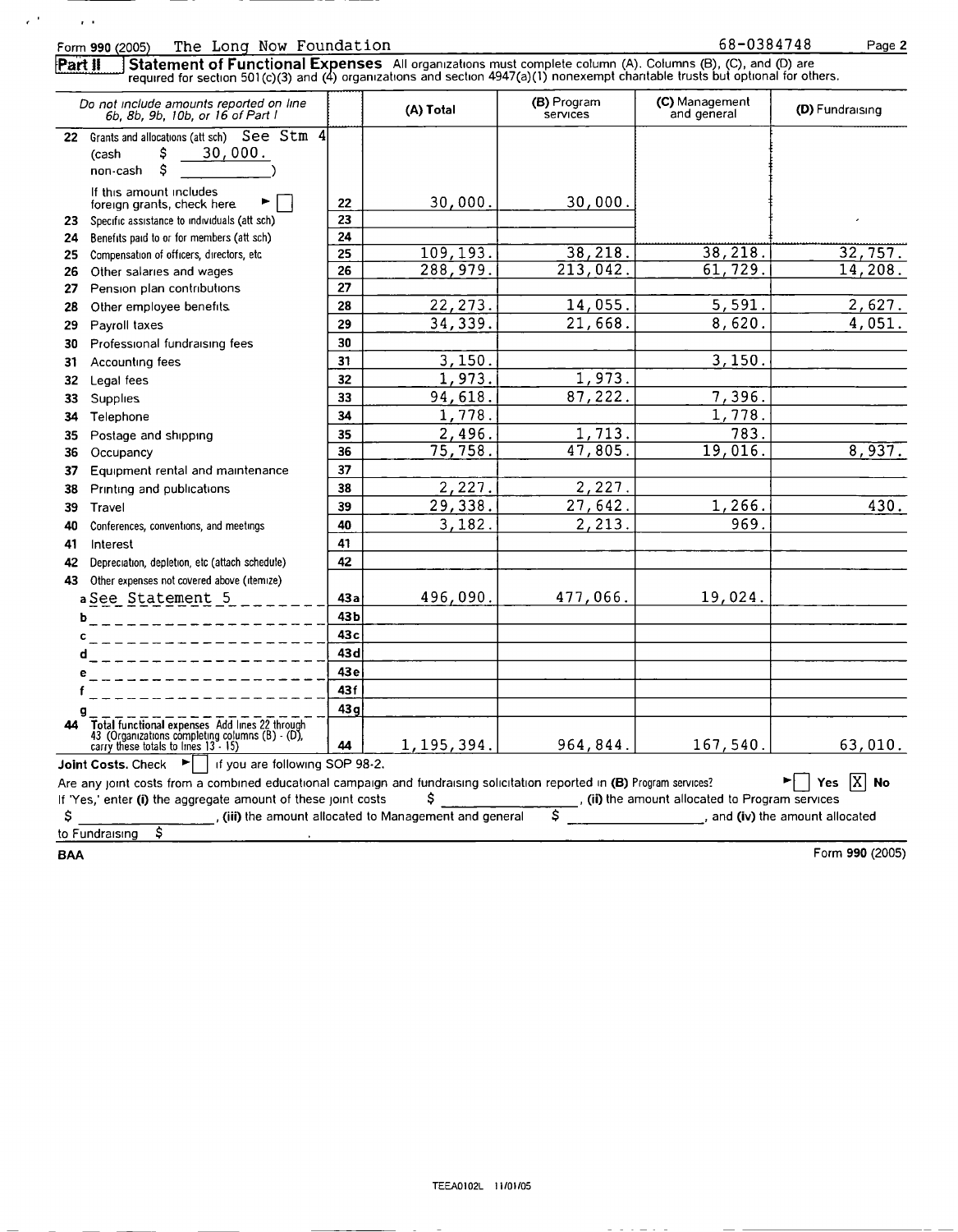Form **990** (2005) The Long Now Foundation 68-0384748 Page **2**

**Part II** **Statement of Functional Expenses** All organizations must complete column (A). Columns (B), (C), and (D) are required for section 501(c)(3) and (4) organizations and section 4947(a)(1) nonexempt charitable trusts but optional for others.

| *Do not include amounts reported on line 6b, 8b, 9b, 10b, or 16 of Part I* | | (A) Total | (B) Program services | (C) Management and general | (D) Fundraising |
|---|---|---|---|---|---|
| **22** Grants and allocations (att sch) See Stm 4 (cash $ 30,000. non-cash $ ) If this amount includes foreign grants, check here ► ☐ | **22** | 30,000. | 30,000. | | |
| **23** Specific assistance to individuals (att sch) | **23** | | | | |
| **24** Benefits paid to or for members (att sch) | **24** | | | | |
| **25** Compensation of officers, directors, etc | **25** | 109,193. | 38,218. | 38,218. | 32,757. |
| **26** Other salaries and wages | **26** | 288,979. | 213,042. | 61,729. | 14,208. |
| **27** Pension plan contributions | **27** | | | | |
| **28** Other employee benefits | **28** | 22,273. | 14,055. | 5,591. | 2,627. |
| **29** Payroll taxes | **29** | 34,339. | 21,668. | 8,620. | 4,051. |
| **30** Professional fundraising fees | **30** | | | | |
| **31** Accounting fees | **31** | 3,150. | | 3,150. | |
| **32** Legal fees | **32** | 1,973. | 1,973. | | |
| **33** Supplies | **33** | 94,618. | 87,222. | 7,396. | |
| **34** Telephone | **34** | 1,778. | | 1,778. | |
| **35** Postage and shipping | **35** | 2,496. | 1,713. | 783. | |
| **36** Occupancy | **36** | 75,758. | 47,805. | 19,016. | 8,937. |
| **37** Equipment rental and maintenance | **37** | | | | |
| **38** Printing and publications | **38** | 2,227. | 2,227. | | |
| **39** Travel | **39** | 29,338. | 27,642. | 1,266. | 430. |
| **40** Conferences, conventions, and meetings | **40** | 3,182. | 2,213. | 969. | |
| **41** Interest | **41** | | | | |
| **42** Depreciation, depletion, etc (attach schedule) | **42** | | | | |
| **43** Other expenses not covered above (itemize) | | | | | |
| **a** See Statement 5 | **43a** | 496,090. | 477,066. | 19,024. | |
| **b** | **43b** | | | | |
| **c** | **43c** | | | | |
| **d** | **43d** | | | | |
| **e** | **43e** | | | | |
| **f** | **43f** | | | | |
| **g** | **43g** | | | | |
| **44** **Total functional expenses** Add lines 22 through 43 (Organizations completing columns (B) - (D), carry these totals to lines 13 - 15) | **44** | 1,195,394. | 964,844. | 167,540. | 63,010. |

**Joint Costs.** Check ► ☐ if you are following SOP 98-2.

Are any joint costs from a combined educational campaign and fundraising solicitation reported in **(B)** Program services? ► ☐ **Yes** ☒ **No**

If 'Yes,' enter **(i)** the aggregate amount of these joint costs $ ________, **(ii)** the amount allocated to Program services $ ________, **(iii)** the amount allocated to Management and general $ ________, and **(iv)** the amount allocated to Fundraising $ ________

**BAA** Form **990** (2005)

TEEA0102L 11/01/05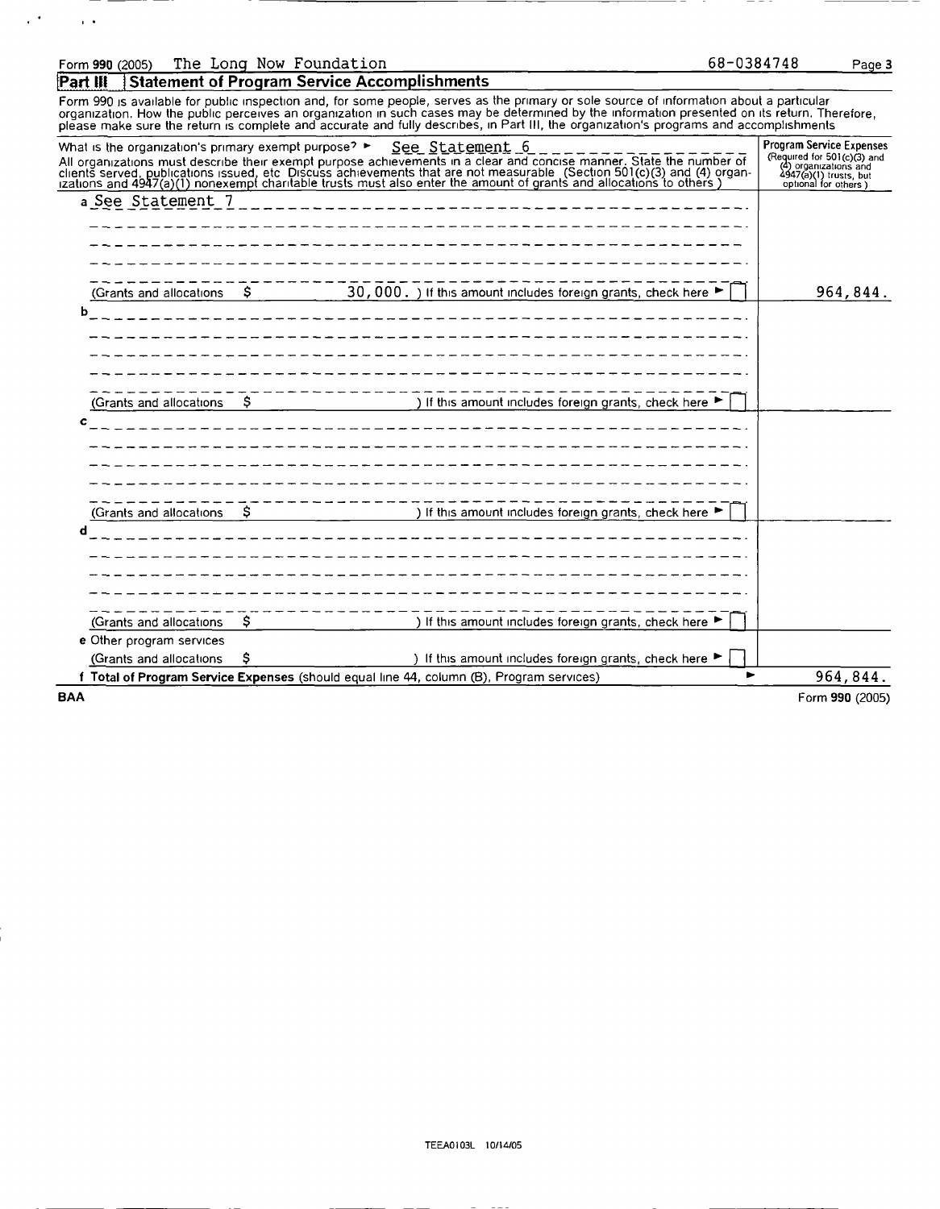Form 990 (2005) The Long Now Foundation 68-0384748

## Part III Statement of Program Service Accomplishments

Form 990 is available for public inspection and, for some people, serves as the primary or sole source of information about a particular organization. How the public perceives an organization in such cases may be determined by the information presented on its return. Therefore, please make sure the return is complete and accurate and fully describes, in Part III, the organization's programs and accomplishments

| What is the organization's primary exempt purpose? ► See Statement 6<br>All organizations must describe their exempt purpose achievements in a clear and concise manner. State the number of clients served, publications issued, etc Discuss achievements that are not measurable (Section 501(c)(3) and (4) organizations and 4947(a)(1) nonexempt charitable trusts must also enter the amount of grants and allocations to others ) | Program Service Expenses (Required for 501(c)(3) and (4) organizations and 4947(a)(1) trusts, but optional for others ) |
|---|---|
| a See Statement 7<br>(Grants and allocations $ 30,000. ) If this amount includes foreign grants, check here ► ☐ | 964,844. |
| b<br>(Grants and allocations $ ) If this amount includes foreign grants, check here ► ☐ | |
| c<br>(Grants and allocations $ ) If this amount includes foreign grants, check here ► ☐ | |
| d<br>(Grants and allocations $ ) If this amount includes foreign grants, check here ► ☐ | |
| e Other program services<br>(Grants and allocations $ ) If this amount includes foreign grants, check here ► ☐ | |
| **f Total of Program Service Expenses** (should equal line 44, column (B), Program services) ► | 964,844. |

BAA Form 990 (2005)

TEEA0103L 10/14/05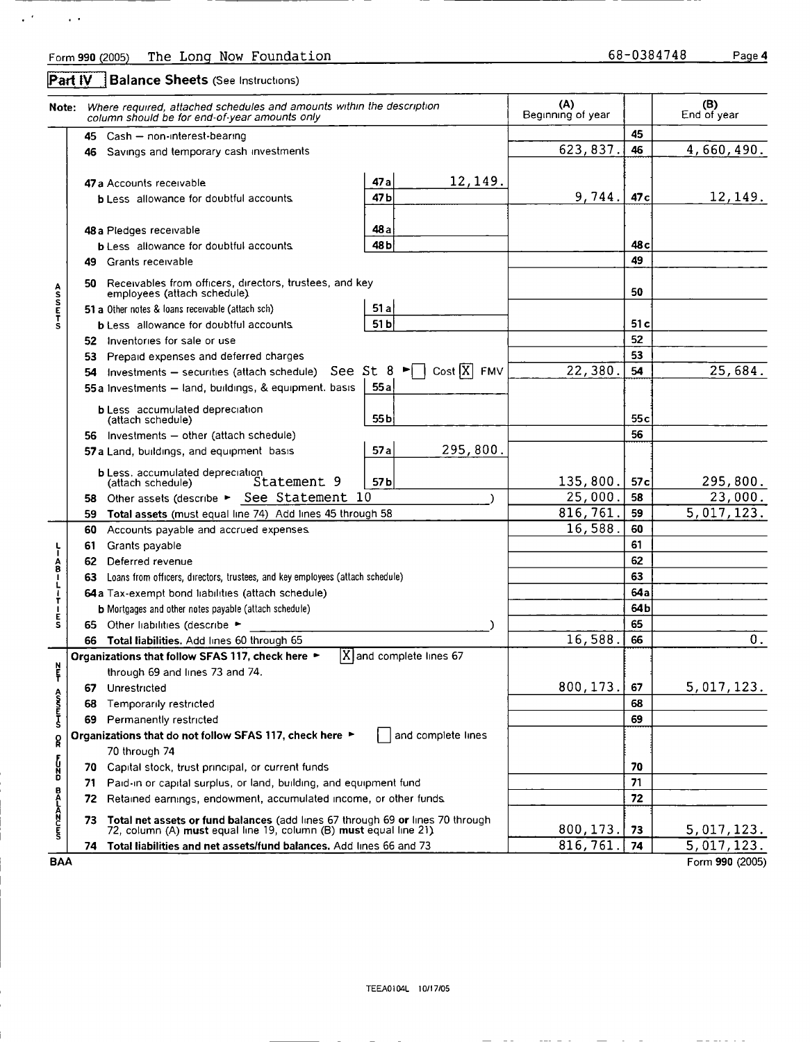Form **990** (2005) The Long Now Foundation 68-0384748

## Part IV | Balance Sheets (See Instructions)

| **Note:** *Where required, attached schedules and amounts within the description column should be for end-of-year amounts only* | | | (A) Beginning of year | | (B) End of year |
|---|---|---|---|---|---|
| **ASSETS** | | | | | |
| 45 Cash — non-interest-bearing | | | | 45 | |
| 46 Savings and temporary cash investments | | | 623,837. | 46 | 4,660,490. |
| 47a Accounts receivable | 47a | 12,149. | | | |
| b Less allowance for doubtful accounts | 47b | | 9,744. | 47c | 12,149. |
| 48a Pledges receivable | 48a | | | | |
| b Less allowance for doubtful accounts | 48b | | | 48c | |
| 49 Grants receivable | | | | 49 | |
| 50 Receivables from officers, directors, trustees, and key employees (attach schedule) | | | | 50 | |
| 51a Other notes & loans receivable (attach sch) | 51a | | | | |
| b Less allowance for doubtful accounts | 51b | | | 51c | |
| 52 Inventories for sale or use | | | | 52 | |
| 53 Prepaid expenses and deferred charges | | | | 53 | |
| 54 Investments — securities (attach schedule) See St 8 ► [ ] Cost [X] FMV | | | 22,380. | 54 | 25,684. |
| 55a Investments — land, buildings, & equipment. basis | 55a | | | | |
| b Less accumulated depreciation (attach schedule) | 55b | | | 55c | |
| 56 Investments — other (attach schedule) | | | | 56 | |
| 57a Land, buildings, and equipment basis | 57a | 295,800. | | | |
| b Less accumulated depreciation (attach schedule) Statement 9 | 57b | | 135,800. | 57c | 295,800. |
| 58 Other assets (describe ► See Statement 10 ) | | | 25,000. | 58 | 23,000. |
| 59 **Total assets** (must equal line 74) Add lines 45 through 58 | | | 816,761. | 59 | 5,017,123. |
| **LIABILITIES** | | | | | |
| 60 Accounts payable and accrued expenses | | | 16,588. | 60 | |
| 61 Grants payable | | | | 61 | |
| 62 Deferred revenue | | | | 62 | |
| 63 Loans from officers, directors, trustees, and key employees (attach schedule) | | | | 63 | |
| 64a Tax-exempt bond liabilities (attach schedule) | | | | 64a | |
| b Mortgages and other notes payable (attach schedule) | | | | 64b | |
| 65 Other liabilities (describe ► ) | | | | 65 | |
| 66 **Total liabilities.** Add lines 60 through 65 | | | 16,588. | 66 | 0. |
| **NET ASSETS OR FUND BALANCES** | | | | | |
| **Organizations that follow SFAS 117, check here** ► [X] and complete lines 67 through 69 and lines 73 and 74. | | | | | |
| 67 Unrestricted | | | 800,173. | 67 | 5,017,123. |
| 68 Temporarily restricted | | | | 68 | |
| 69 Permanently restricted | | | | 69 | |
| **Organizations that do not follow SFAS 117, check here** ► [ ] and complete lines 70 through 74 | | | | | |
| 70 Capital stock, trust principal, or current funds | | | | 70 | |
| 71 Paid-in or capital surplus, or land, building, and equipment fund | | | | 71 | |
| 72 Retained earnings, endowment, accumulated income, or other funds | | | | 72 | |
| 73 **Total net assets or fund balances** (add lines 67 through 69 **or** lines 70 through 72, column (A) **must** equal line 19, column (B) **must** equal line 21) | | | 800,173. | 73 | 5,017,123. |
| 74 **Total liabilities and net assets/fund balances.** Add lines 66 and 73 | | | 816,761. | 74 | 5,017,123. |

BAA Form **990** (2005)

TEEA0104L 10/17/05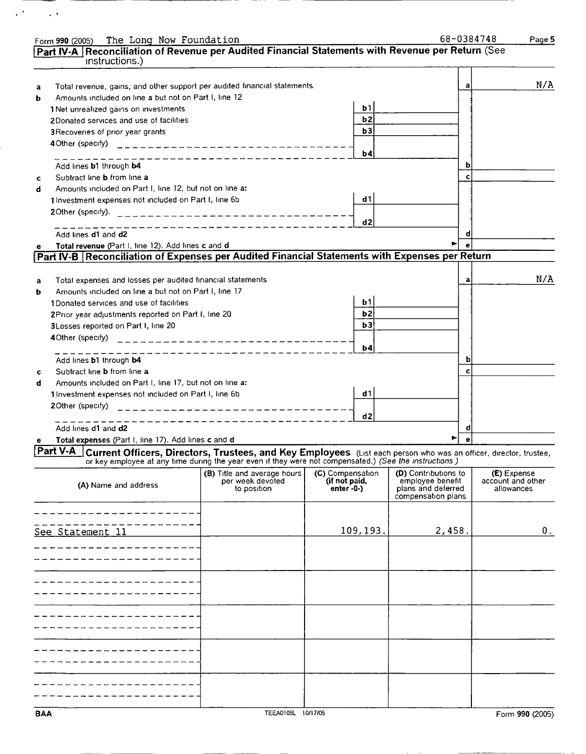Form 990 (2005) The Long Now Foundation 68-0384748

## Part IV-A Reconciliation of Revenue per Audited Financial Statements with Revenue per Return (See instructions.)

| | | | | | |
|---|---|---|---|---|---|
| a | Total revenue, gains, and other support per audited financial statements | | | a | N/A |
| b | Amounts included on line a but not on Part I, line 12 | | | | |
| | 1 Net unrealized gains on investments | b1 | | | |
| | 2 Donated services and use of facilities | b2 | | | |
| | 3 Recoveries of prior year grants | b3 | | | |
| | 4 Other (specify) | b4 | | | |
| | Add lines b1 through b4 | | | b | |
| c | Subtract line b from line a | | | c | |
| d | Amounts included on Part I, line 12, but not on line a: | | | | |
| | 1 Investment expenses not included on Part I, line 6b | d1 | | | |
| | 2 Other (specify). | d2 | | | |
| | Add lines d1 and d2 | | | d | |
| e | **Total revenue** (Part I, line 12). Add lines c and d | | ► | e | |

## Part IV-B Reconciliation of Expenses per Audited Financial Statements with Expenses per Return

| | | | | | |
|---|---|---|---|---|---|
| a | Total expenses and losses per audited financial statements | | | a | N/A |
| b | Amounts included on line a but not on Part I, line 17 | | | | |
| | 1 Donated services and use of facilities | b1 | | | |
| | 2 Prior year adjustments reported on Part I, line 20 | b2 | | | |
| | 3 Losses reported on Part I, line 20 | b3 | | | |
| | 4 Other (specify) | b4 | | | |
| | Add lines b1 through b4 | | | b | |
| c | Subtract line b from line a | | | c | |
| d | Amounts included on Part I, line 17, but not on line a: | | | | |
| | 1 Investment expenses not included on Part I, line 6b | d1 | | | |
| | 2 Other (specify) | d2 | | | |
| | Add lines d1 and d2 | | | d | |
| e | **Total expenses** (Part I, line 17). Add lines c and d | | ► | e | |

## Part V-A Current Officers, Directors, Trustees, and Key Employees (List each person who was an officer, director, trustee, or key employee at any time during the year even if they were not compensated.) *(See the instructions.)*

| (A) Name and address | (B) Title and average hours per week devoted to position | (C) Compensation (if not paid, enter -0-) | (D) Contributions to employee benefit plans and deferred compensation plans | (E) Expense account and other allowances |
|---|---|---|---|---|
| See Statement 11 | | 109,193. | 2,458. | 0. |
| | | | | |
| | | | | |
| | | | | |
| | | | | |
| | | | | |

BAA TEEA0105L 10/17/05 Form 990 (2005)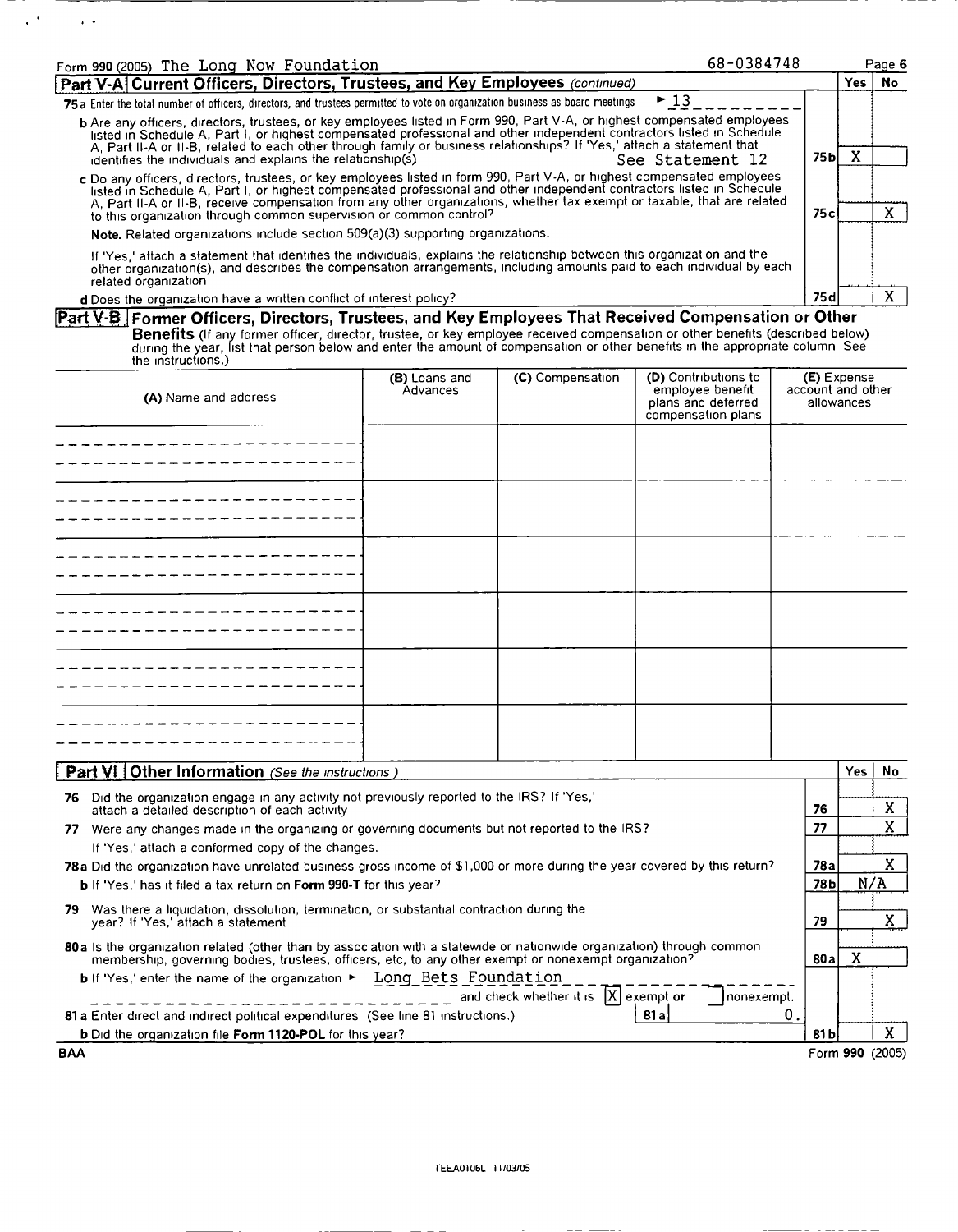Form 990 (2005) The Long Now Foundation 68-0384748 Page 6

## Part V-A Current Officers, Directors, Trustees, and Key Employees *(continued)*

| | | Yes | No |
|---|---|---|---|
| **75a** Enter the total number of officers, directors, and trustees permitted to vote on organization business as board meetings ► 13 | | | |
| **b** Are any officers, directors, trustees, or key employees listed in Form 990, Part V-A, or highest compensated employees listed in Schedule A, Part I, or highest compensated professional and other independent contractors listed in Schedule A, Part II-A or II-B, related to each other through family or business relationships? If 'Yes,' attach a statement that identifies the individuals and explains the relationship(s) See Statement 12 | 75b | X | |
| **c** Do any officers, directors, trustees, or key employees listed in form 990, Part V-A, or highest compensated employees listed in Schedule A, Part I, or highest compensated professional and other independent contractors listed in Schedule A, Part II-A or II-B, receive compensation from any other organizations, whether tax exempt or taxable, that are related to this organization through common supervision or common control? | 75c | | X |
| **Note.** Related organizations include section 509(a)(3) supporting organizations. | | | |
| If 'Yes,' attach a statement that identifies the individuals, explains the relationship between this organization and the other organization(s), and describes the compensation arrangements, including amounts paid to each individual by each related organization | | | |
| **d** Does the organization have a written conflict of interest policy? | 75d | | X |

## Part V-B Former Officers, Directors, Trustees, and Key Employees That Received Compensation or Other Benefits

(If any former officer, director, trustee, or key employee received compensation or other benefits (described below) during the year, list that person below and enter the amount of compensation or other benefits in the appropriate column. See the instructions.)

| (A) Name and address | (B) Loans and Advances | (C) Compensation | (D) Contributions to employee benefit plans and deferred compensation plans | (E) Expense account and other allowances |
|---|---|---|---|---|
| | | | | |
| | | | | |
| | | | | |
| | | | | |
| | | | | |
| | | | | |

## Part VI Other Information *(See the instructions.)*

| | | Yes | No |
|---|---|---|---|
| **76** Did the organization engage in any activity not previously reported to the IRS? If 'Yes,' attach a detailed description of each activity | 76 | | X |
| **77** Were any changes made in the organizing or governing documents but not reported to the IRS? If 'Yes,' attach a conformed copy of the changes. | 77 | | X |
| **78a** Did the organization have unrelated business gross income of $1,000 or more during the year covered by this return? | 78a | | X |
| **b** If 'Yes,' has it filed a tax return on **Form 990-T** for this year? | 78b | N/A | |
| **79** Was there a liquidation, dissolution, termination, or substantial contraction during the year? If 'Yes,' attach a statement | 79 | | X |
| **80a** Is the organization related (other than by association with a statewide or nationwide organization) through common membership, governing bodies, trustees, officers, etc, to any other exempt or nonexempt organization? | 80a | X | |
| **b** If 'Yes,' enter the name of the organization ► Long Bets Foundation and check whether it is [X] exempt or [ ] nonexempt. | | | |
| **81a** Enter direct and indirect political expenditures (See line 81 instructions.) 81a 0. | | | |
| **b** Did the organization file **Form 1120-POL** for this year? | 81b | | X |

BAA Form **990** (2005)

TEEA0106L 11/03/05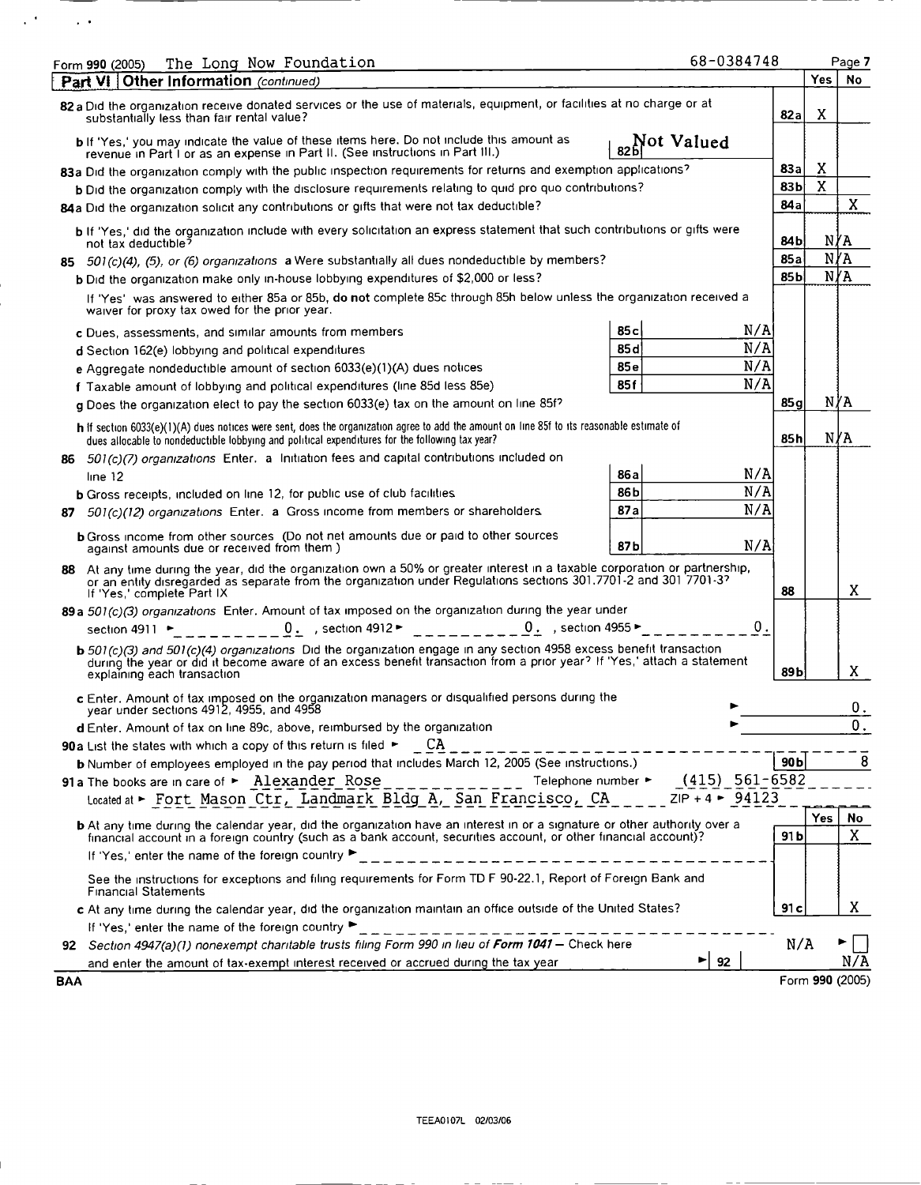Form **990** (2005) The Long Now Foundation 68-0384748

## Part VI | Other Information *(continued)*

| | | | Yes | No |
|---|---|---|---|---|
| **82a** Did the organization receive donated services or the use of materials, equipment, or facilities at no charge or at substantially less than fair rental value? | | 82a | X | |
| **b** If 'Yes,' you may indicate the value of these items here. Do not include this amount as revenue in Part I or as an expense in Part II. (See instructions in Part III.) | 82b Not Valued | | | |
| **83a** Did the organization comply with the public inspection requirements for returns and exemption applications? | | 83a | X | |
| **b** Did the organization comply with the disclosure requirements relating to quid pro quo contributions? | | 83b | X | |
| **84a** Did the organization solicit any contributions or gifts that were not tax deductible? | | 84a | | X |
| **b** If 'Yes,' did the organization include with every solicitation an express statement that such contributions or gifts were not tax deductible? | | 84b | N/A | |
| **85** *501(c)(4), (5), or (6) organizations* **a** Were substantially all dues nondeductible by members? | | 85a | N/A | |
| **b** Did the organization make only in-house lobbying expenditures of $2,000 or less? | | 85b | N/A | |
| If 'Yes' was answered to either 85a or 85b, **do not** complete 85c through 85h below unless the organization received a waiver for proxy tax owed for the prior year. | | | | |
| **c** Dues, assessments, and similar amounts from members | 85c N/A | | | |
| **d** Section 162(e) lobbying and political expenditures | 85d N/A | | | |
| **e** Aggregate nondeductible amount of section 6033(e)(1)(A) dues notices | 85e N/A | | | |
| **f** Taxable amount of lobbying and political expenditures (line 85d less 85e) | 85f N/A | | | |
| **g** Does the organization elect to pay the section 6033(e) tax on the amount on line 85f? | | 85g | N/A | |
| **h** If section 6033(e)(1)(A) dues notices were sent, does the organization agree to add the amount on line 85f to its reasonable estimate of dues allocable to nondeductible lobbying and political expenditures for the following tax year? | | 85h | N/A | |
| **86** *501(c)(7) organizations* Enter: **a** Initiation fees and capital contributions included on line 12 | 86a N/A | | | |
| **b** Gross receipts, included on line 12, for public use of club facilities | 86b N/A | | | |
| **87** *501(c)(12) organizations* Enter: **a** Gross income from members or shareholders | 87a N/A | | | |
| **b** Gross income from other sources (Do not net amounts due or paid to other sources against amounts due or received from them.) | 87b N/A | | | |
| **88** At any time during the year, did the organization own a 50% or greater interest in a taxable corporation or partnership, or an entity disregarded as separate from the organization under Regulations sections 301.7701-2 and 301.7701-3? If 'Yes,' complete Part IX | | 88 | | X |
| **89a** *501(c)(3) organizations* Enter: Amount of tax imposed on the organization during the year under section 4911 ► 0. , section 4912 ► 0. , section 4955 ► 0. | | | | |
| **b** *501(c)(3) and 501(c)(4) organizations* Did the organization engage in any section 4958 excess benefit transaction during the year or did it become aware of an excess benefit transaction from a prior year? If 'Yes,' attach a statement explaining each transaction | | 89b | | X |
| **c** Enter: Amount of tax imposed on the organization managers or disqualified persons during the year under sections 4912, 4955, and 4958 | ► 0. | | | |
| **d** Enter: Amount of tax on line 89c, above, reimbursed by the organization | ► 0. | | | |
| **90a** List the states with which a copy of this return is filed ► CA | | | | |
| **b** Number of employees employed in the pay period that includes March 12, 2005 (See instructions.) | | 90b | 8 | |
| **91a** The books are in care of ► Alexander Rose Telephone number ► (415) 561-6582 | | | | |
| Located at ► Fort Mason Ctr, Landmark Bldg A, San Francisco, CA ZIP + 4 ► 94123 | | | | |
| **b** At any time during the calendar year, did the organization have an interest in or a signature or other authority over a financial account in a foreign country (such as a bank account, securities account, or other financial account)? | | 91b | | X |
| If 'Yes,' enter the name of the foreign country ► | | | | |
| See the instructions for exceptions and filing requirements for Form TD F 90-22.1, Report of Foreign Bank and Financial Statements | | | | |
| **c** At any time during the calendar year, did the organization maintain an office outside of the United States? | | 91c | | X |
| If 'Yes,' enter the name of the foreign country ► | | | | |
| **92** *Section 4947(a)(1) nonexempt charitable trusts filing Form 990 in lieu of* **Form 1041** — Check here N/A ► ☐ and enter the amount of tax-exempt interest received or accrued during the tax year | ► 92 N/A | | | |

BAA Form **990** (2005)

TEEA0107L 02/03/06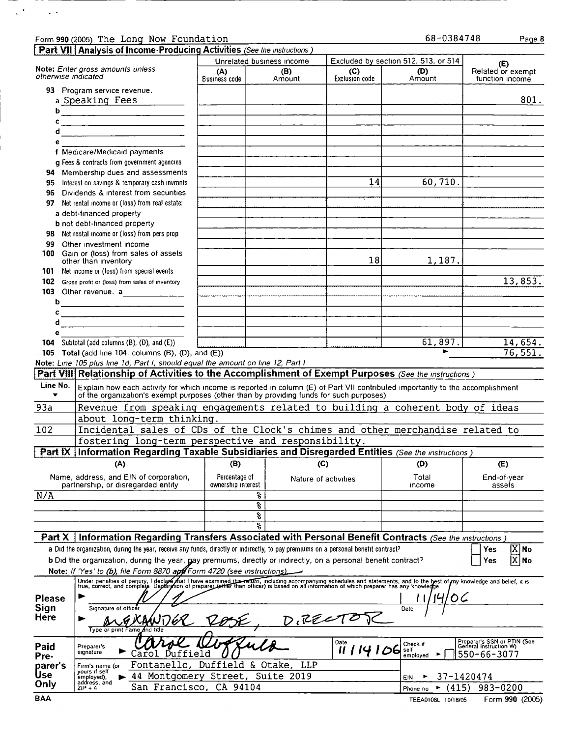Form 990 (2005) The Long Now Foundation 68-0384748

## Part VII Analysis of Income-Producing Activities *(See the instructions.)*

| Note: *Enter gross amounts unless otherwise indicated* | Unrelated business income | | Excluded by section 512, 513, or 514 | | (E) Related or exempt function income |
|---|---|---|---|---|---|
| | (A) Business code | (B) Amount | (C) Exclusion code | (D) Amount | |
| 93 Program service revenue. | | | | | |
| a Speaking Fees | | | | | 801. |
| b | | | | | |
| c | | | | | |
| d | | | | | |
| e | | | | | |
| f Medicare/Medicaid payments | | | | | |
| g Fees & contracts from government agencies | | | | | |
| 94 Membership dues and assessments | | | | | |
| 95 Interest on savings & temporary cash invmnts | | | 14 | 60,710. | |
| 96 Dividends & interest from securities | | | | | |
| 97 Net rental income or (loss) from real estate: | | | | | |
| a debt-financed property | | | | | |
| b not debt-financed property | | | | | |
| 98 Net rental income or (loss) from pers prop | | | | | |
| 99 Other investment income | | | | | |
| 100 Gain or (loss) from sales of assets other than inventory | | | 18 | 1,187. | |
| 101 Net income or (loss) from special events | | | | | |
| 102 Gross profit or (loss) from sales of inventory | | | | | 13,853. |
| 103 Other revenue. a | | | | | |
| b | | | | | |
| c | | | | | |
| d | | | | | |
| e | | | | | |
| 104 Subtotal (add columns (B), (D), and (E)) | | | | 61,897. | 14,654. |
| 105 Total (add line 104, columns (B), (D), and (E)) | | | | | 76,551. |

Note: *Line 105 plus line 1d, Part I, should equal the amount on line 12, Part I*

## Part VIII Relationship of Activities to the Accomplishment of Exempt Purposes *(See the instructions.)*

| Line No. | Explain how each activity for which income is reported in column (E) of Part VII contributed importantly to the accomplishment of the organization's exempt purposes (other than by providing funds for such purposes) |
|---|---|
| 93a | Revenue from speaking engagements related to building a coherent body of ideas about long-term thinking. |
| 102 | Incidental sales of CDs of the Clock's chimes and other merchandise related to fostering long-term perspective and responsibility. |

## Part IX Information Regarding Taxable Subsidiaries and Disregarded Entities *(See the instructions.)*

| (A) Name, address, and EIN of corporation, partnership, or disregarded entity | (B) Percentage of ownership interest | (C) Nature of activities | (D) Total income | (E) End-of-year assets |
|---|---|---|---|---|
| N/A | % | | | |
| | % | | | |
| | % | | | |
| | % | | | |

## Part X Information Regarding Transfers Associated with Personal Benefit Contracts *(See the instructions.)*

a Did the organization, during the year, receive any funds, directly or indirectly, to pay premiums on a personal benefit contract? ☐ Yes ☒ No

b Did the organization, during the year, pay premiums, directly or indirectly, on a personal benefit contract? ☐ Yes ☒ No

Note: *If 'Yes' to (b), file Form 8870 and Form 4720 (see instructions).*

**Please Sign Here**

Under penalties of perjury, I declare that I have examined this return, including accompanying schedules and statements, and to the best of my knowledge and belief, it is true, correct, and complete. Declaration of preparer (other than officer) is based on all information of which preparer has any knowledge.

Signature of officer: [signature] Date: 11/14/06

Type or print name and title: ALEXANDER ROSE, DIRECTOR

**Paid Preparer's Use Only**

Preparer's signature: Carol Duffield [signature] Date: 11/14/06 Check if self employed ☐ Preparer's SSN or PTIN (See General Instruction W): 550-66-3077

Firm's name (or yours if self employed), address, and ZIP + 4: Fontanello, Duffield & Otake, LLP, 44 Montgomery Street, Suite 2019, San Francisco, CA 94104

EIN ► 37-1420474

Phone no ► (415) 983-0200

BAA TEEA0108L 10/18/05 Form 990 (2005)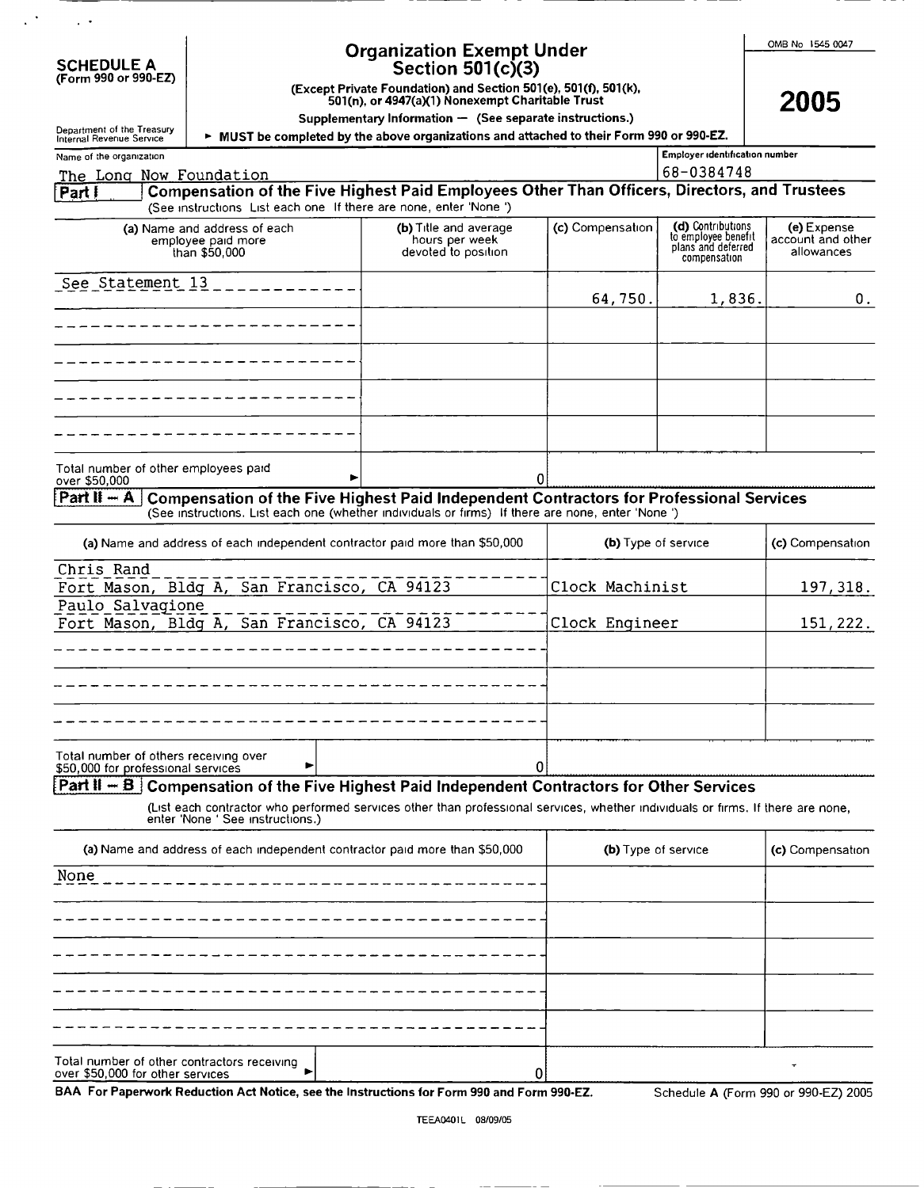**SCHEDULE A**
**(Form 990 or 990-EZ)**

Department of the Treasury
Internal Revenue Service

# Organization Exempt Under Section 501(c)(3)

**(Except Private Foundation) and Section 501(e), 501(f), 501(k), 501(n), or 4947(a)(1) Nonexempt Charitable Trust**

**Supplementary Information — (See separate instructions.)**

► **MUST be completed by the above organizations and attached to their Form 990 or 990-EZ.**

OMB No 1545 0047

**2005**

Name of the organization: The Long Now Foundation

Employer identification number: 68-0384748

## Part I — Compensation of the Five Highest Paid Employees Other Than Officers, Directors, and Trustees

(See instructions List each one If there are none, enter 'None ')

| (a) Name and address of each employee paid more than $50,000 | (b) Title and average hours per week devoted to position | (c) Compensation | (d) Contributions to employee benefit plans and deferred compensation | (e) Expense account and other allowances |
|---|---|---|---|---|
| See Statement 13 | | 64,750. | 1,836. | 0. |
| | | | | |
| | | | | |
| | | | | |
| | | | | |

Total number of other employees paid over $50,000 ► 0

## Part II – A — Compensation of the Five Highest Paid Independent Contractors for Professional Services

(See instructions. List each one (whether individuals or firms) If there are none, enter 'None ')

| (a) Name and address of each independent contractor paid more than $50,000 | (b) Type of service | (c) Compensation |
|---|---|---|
| Chris Rand<br>Fort Mason, Bldg A, San Francisco, CA 94123 | Clock Machinist | 197,318. |
| Paulo Salvagione<br>Fort Mason, Bldg A, San Francisco, CA 94123 | Clock Engineer | 151,222. |
| | | |
| | | |
| | | |

Total number of others receiving over $50,000 for professional services ► 0

## Part II – B — Compensation of the Five Highest Paid Independent Contractors for Other Services

(List each contractor who performed services other than professional services, whether individuals or firms. If there are none, enter 'None ' See instructions.)

| (a) Name and address of each independent contractor paid more than $50,000 | (b) Type of service | (c) Compensation |
|---|---|---|
| None | | |
| | | |
| | | |
| | | |
| | | |

Total number of other contractors receiving over $50,000 for other services ► 0

**BAA For Paperwork Reduction Act Notice, see the Instructions for Form 990 and Form 990-EZ.** Schedule A (Form 990 or 990-EZ) 2005

TEEA0401L 08/09/05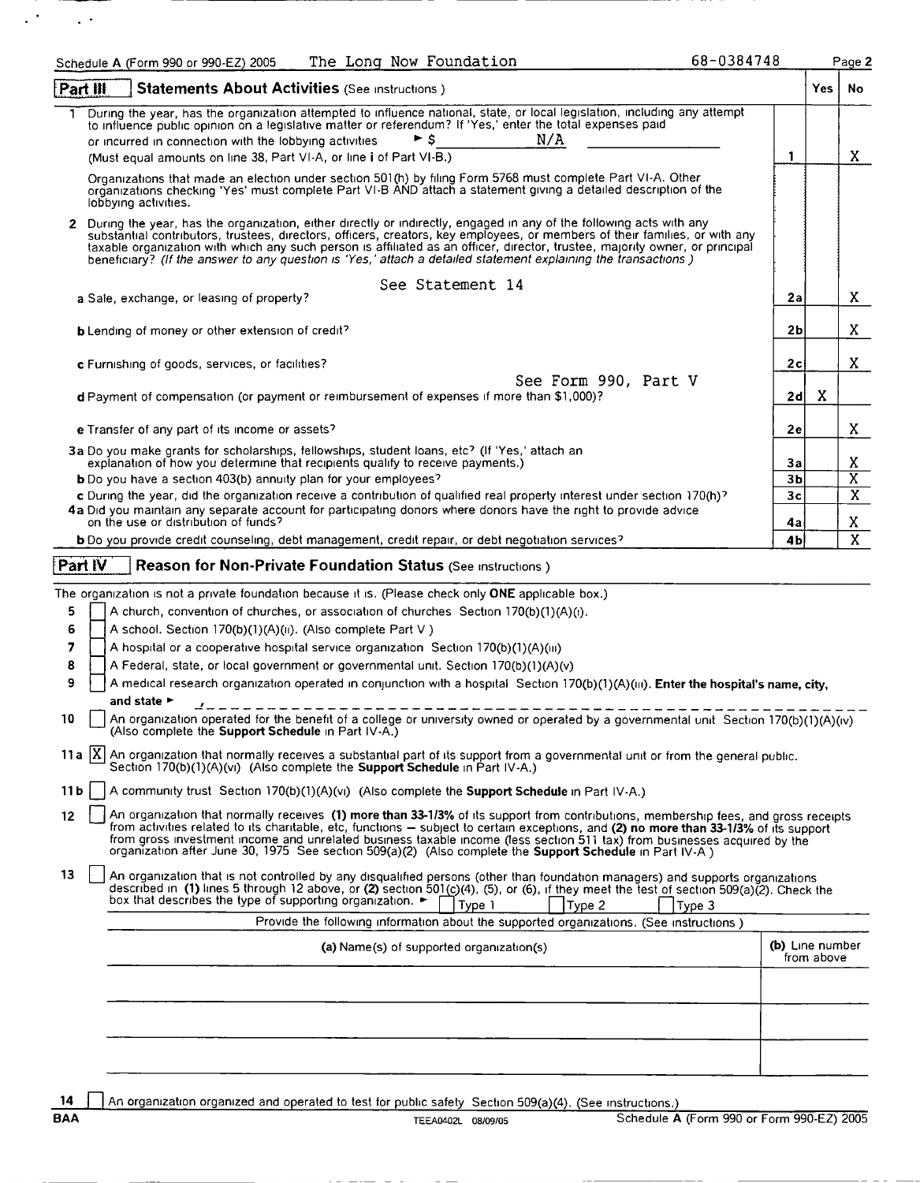Schedule A (Form 990 or 990-EZ) 2005 The Long Now Foundation 68-0384748 Page 2

## Part III Statements About Activities (See instructions.)

| | | | Yes | No |
|---|---|---|---|---|
| 1 | During the year, has the organization attempted to influence national, state, or local legislation, including any attempt to influence public opinion on a legislative matter or referendum? If 'Yes,' enter the total expenses paid or incurred in connection with the lobbying activities ► $ N/A (Must equal amounts on line 38, Part VI-A, or line i of Part VI-B.) | 1 | | X |
| | Organizations that made an election under section 501(h) by filing Form 5768 must complete Part VI-A. Other organizations checking 'Yes' must complete Part VI-B AND attach a statement giving a detailed description of the lobbying activities. | | | |
| 2 | During the year, has the organization, either directly or indirectly, engaged in any of the following acts with any substantial contributors, trustees, directors, officers, creators, key employees, or members of their families, or with any taxable organization with which any such person is affiliated as an officer, director, trustee, majority owner, or principal beneficiary? *(If the answer to any question is 'Yes,' attach a detailed statement explaining the transactions.)* See Statement 14 | | | |
| | a Sale, exchange, or leasing of property? | 2a | | X |
| | b Lending of money or other extension of credit? | 2b | | X |
| | c Furnishing of goods, services, or facilities? | 2c | | X |
| | d Payment of compensation (or payment or reimbursement of expenses if more than $1,000)? See Form 990, Part V | 2d | X | |
| | e Transfer of any part of its income or assets? | 2e | | X |
| 3a | Do you make grants for scholarships, fellowships, student loans, etc? (If 'Yes,' attach an explanation of how you determine that recipients qualify to receive payments.) | 3a | | X |
| b | Do you have a section 403(b) annuity plan for your employees? | 3b | | X |
| c | During the year, did the organization receive a contribution of qualified real property interest under section 170(h)? | 3c | | X |
| 4a | Did you maintain any separate account for participating donors where donors have the right to provide advice on the use or distribution of funds? | 4a | | X |
| b | Do you provide credit counseling, debt management, credit repair, or debt negotiation services? | 4b | | X |

## Part IV Reason for Non-Private Foundation Status (See instructions.)

The organization is not a private foundation because it is. (Please check only **ONE** applicable box.)

5 [ ] A church, convention of churches, or association of churches Section 170(b)(1)(A)(i).

6 [ ] A school. Section 170(b)(1)(A)(ii). (Also complete Part V.)

7 [ ] A hospital or a cooperative hospital service organization Section 170(b)(1)(A)(iii)

8 [ ] A Federal, state, or local government or governmental unit. Section 170(b)(1)(A)(v)

9 [ ] A medical research organization operated in conjunction with a hospital Section 170(b)(1)(A)(iii). **Enter the hospital's name, city, and state** ►

10 [ ] An organization operated for the benefit of a college or university owned or operated by a governmental unit Section 170(b)(1)(A)(iv) (Also complete the **Support Schedule** in Part IV-A.)

11a [X] An organization that normally receives a substantial part of its support from a governmental unit or from the general public. Section 170(b)(1)(A)(vi) (Also complete the **Support Schedule** in Part IV-A.)

11b [ ] A community trust Section 170(b)(1)(A)(vi) (Also complete the **Support Schedule** in Part IV-A.)

12 [ ] An organization that normally receives **(1) more than 33-1/3%** of its support from contributions, membership fees, and gross receipts from activities related to its charitable, etc, functions — subject to certain exceptions, and **(2) no more than 33-1/3%** of its support from gross investment income and unrelated business taxable income (less section 511 tax) from businesses acquired by the organization after June 30, 1975 See section 509(a)(2) (Also complete the **Support Schedule** in Part IV-A.)

13 [ ] An organization that is not controlled by any disqualified persons (other than foundation managers) and supports organizations described in **(1)** lines 5 through 12 above, or **(2)** section 501(c)(4), (5), or (6), if they meet the test of section 509(a)(2). Check the box that describes the type of supporting organization. ► [ ] Type 1 [ ] Type 2 [ ] Type 3

Provide the following information about the supported organizations. (See instructions.)

| (a) Name(s) of supported organization(s) | (b) Line number from above |
|---|---|
| | |
| | |
| | |

14 [ ] An organization organized and operated to test for public safety Section 509(a)(4). (See instructions.)

BAA TEEA0402L 08/09/05 Schedule A (Form 990 or Form 990-EZ) 2005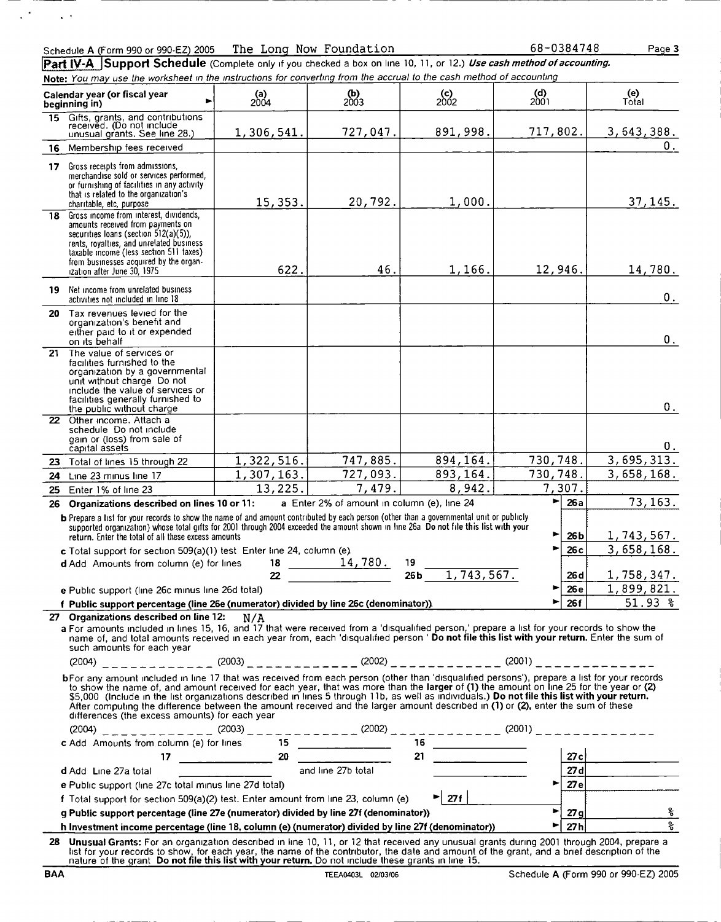Schedule A (Form 990 or 990-EZ) 2005 The Long Now Foundation 68-0384748

**Part IV-A Support Schedule** (Complete only if you checked a box on line 10, 11, or 12.) *Use cash method of accounting.*

*Note: You may use the worksheet in the instructions for converting from the accrual to the cash method of accounting*

| Calendar year (or fiscal year beginning in) | (a) 2004 | (b) 2003 | (c) 2002 | (d) 2001 | (e) Total |
|---|---|---|---|---|---|
| 15 Gifts, grants, and contributions received. (Do not include unusual grants. See line 28.) | 1,306,541. | 727,047. | 891,998. | 717,802. | 3,643,388. |
| 16 Membership fees received | | | | | 0. |
| 17 Gross receipts from admissions, merchandise sold or services performed, or furnishing of facilities in any activity that is related to the organization's charitable, etc, purpose | 15,353. | 20,792. | 1,000. | | 37,145. |
| 18 Gross income from interest, dividends, amounts received from payments on securities loans (section 512(a)(5)), rents, royalties, and unrelated business taxable income (less section 511 taxes) from businesses acquired by the organization after June 30, 1975 | 622. | 46. | 1,166. | 12,946. | 14,780. |
| 19 Net income from unrelated business activities not included in line 18 | | | | | 0. |
| 20 Tax revenues levied for the organization's benefit and either paid to it or expended on its behalf | | | | | 0. |
| 21 The value of services or facilities furnished to the organization by a governmental unit without charge Do not include the value of services or facilities generally furnished to the public without charge | | | | | 0. |
| 22 Other income. Attach a schedule Do not include gain or (loss) from sale of capital assets | | | | | 0. |
| 23 Total of lines 15 through 22 | 1,322,516. | 747,885. | 894,164. | 730,748. | 3,695,313. |
| 24 Line 23 minus line 17 | 1,307,163. | 727,093. | 893,164. | 730,748. | 3,658,168. |
| 25 Enter 1% of line 23 | 13,225. | 7,479. | 8,942. | 7,307. | |

**26 Organizations described on lines 10 or 11:** a Enter 2% of amount in column (e), line 24 ► **26a** 73,163.

**b** Prepare a list for your records to show the name of and amount contributed by each person (other than a governmental unit or publicly supported organization) whose total gifts for 2001 through 2004 exceeded the amount shown in line 26a Do not file this list with your return. Enter the total of all these excess amounts ► **26b** 1,743,567.

**c** Total support for section 509(a)(1) test Enter line 24, column (e) ► **26c** 3,658,168.

**d** Add Amounts from column (e) for lines 18 14,780. 19 ______ 22 ______ 26b 1,743,567. **26d** 1,758,347.

**e** Public support (line 26c minus line 26d total) ► **26e** 1,899,821.

**f Public support percentage (line 26e (numerator) divided by line 26c (denominator))** ► **26f** 51.93 %

**27 Organizations described on line 12:** N/A

**a** For amounts included in lines 15, 16, and 17 that were received from a 'disqualified person,' prepare a list for your records to show the name of, and total amounts received in each year from, each 'disqualified person ' **Do not file this list with your return.** Enter the sum of such amounts for each year

(2004) ____________ (2003) ____________ (2002) ____________ (2001) ____________

**b** For any amount included in line 17 that was received from each person (other than 'disqualified persons'), prepare a list for your records to show the name of, and amount received for each year, that was more than the **larger** of (1) the amount on line 25 for the year or (2) $5,000 (Include in the list organizations described in lines 5 through 11b, as well as individuals.) **Do not file this list with your return.** After computing the difference between the amount received and the larger amount described in (1) or (2), enter the sum of these differences (the excess amounts) for each year

(2004) ____________ (2003) ____________ (2002) ____________ (2001) ____________

**c** Add Amounts from column (e) for lines 15 ______ 16 ______ 17 ______ 20 ______ 21 ______ **27c** ______

**d** Add Line 27a total ______ and line 27b total ______ **27d** ______

**e** Public support (line 27c total minus line 27d total) ► **27e** ______

**f** Total support for section 509(a)(2) test. Enter amount from line 23, column (e) ► **27f** ______

**g Public support percentage (line 27e (numerator) divided by line 27f (denominator))** ► **27g** ______ %

**h Investment income percentage (line 18, column (e) (numerator) divided by line 27f (denominator))** ► **27h** ______ %

**28 Unusual Grants:** For an organization described in line 10, 11, or 12 that received any unusual grants during 2001 through 2004, prepare a list for your records to show, for each year, the name of the contributor, the date and amount of the grant, and a brief description of the nature of the grant **Do not file this list with your return.** Do not include these grants in line 15.

BAA TEEA0403L 02/03/06 Schedule A (Form 990 or 990-EZ) 2005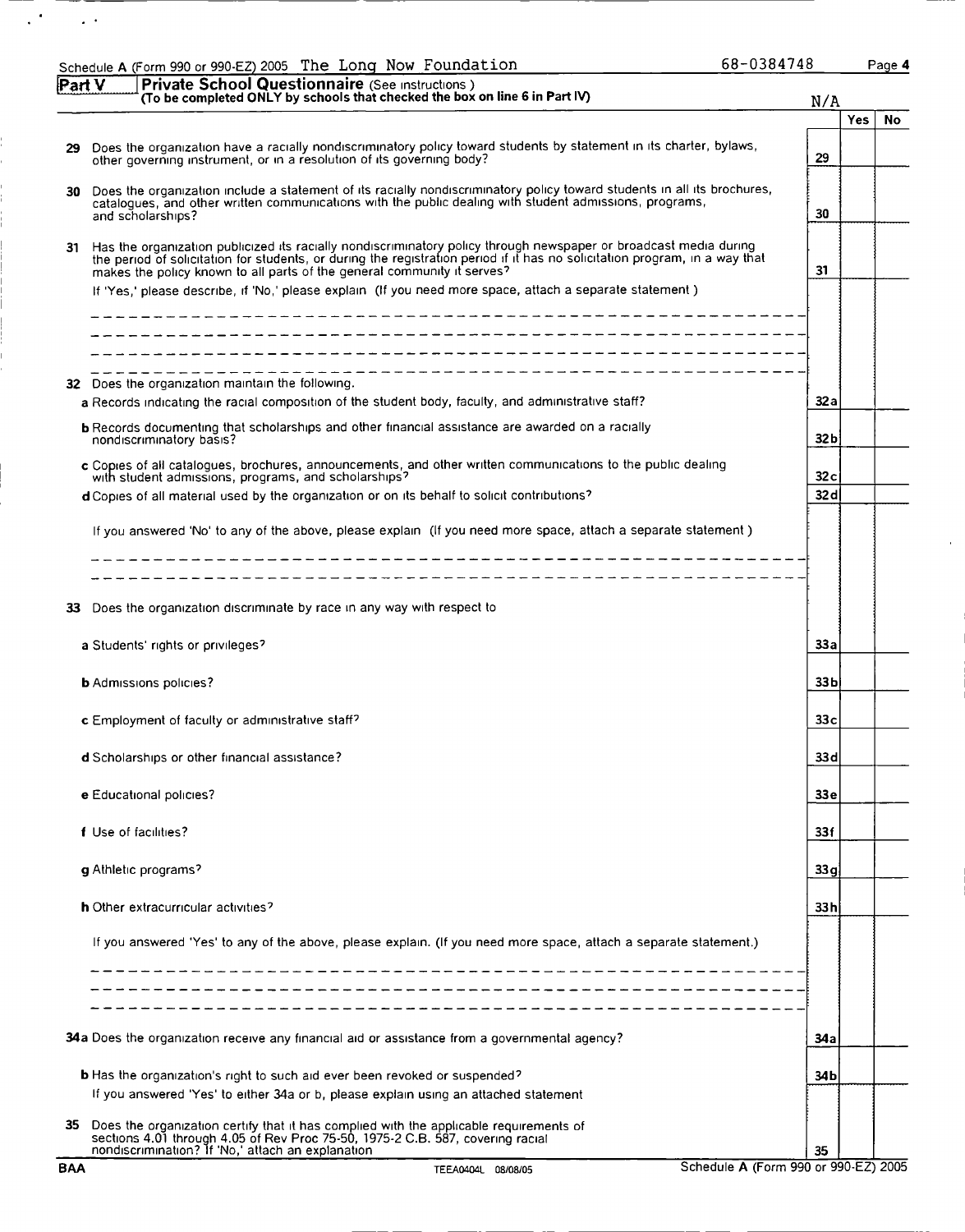Schedule A (Form 990 or 990-EZ) 2005 The Long Now Foundation 68-0384748 Page 4

## Part V Private School Questionnaire (See instructions.)
**(To be completed ONLY by schools that checked the box on line 6 in Part IV)**

N/A

| | | | Yes | No |
|---|---|---|---|---|
| 29 | Does the organization have a racially nondiscriminatory policy toward students by statement in its charter, bylaws, other governing instrument, or in a resolution of its governing body? | 29 | | |
| 30 | Does the organization include a statement of its racially nondiscriminatory policy toward students in all its brochures, catalogues, and other written communications with the public dealing with student admissions, programs, and scholarships? | 30 | | |
| 31 | Has the organization publicized its racially nondiscriminatory policy through newspaper or broadcast media during the period of solicitation for students, or during the registration period if it has no solicitation program, in a way that makes the policy known to all parts of the general community it serves? | 31 | | |
| | If 'Yes,' please describe, if 'No,' please explain (If you need more space, attach a separate statement.) | | | |
| 32 | Does the organization maintain the following. | | | |
| | a Records indicating the racial composition of the student body, faculty, and administrative staff? | 32a | | |
| | b Records documenting that scholarships and other financial assistance are awarded on a racially nondiscriminatory basis? | 32b | | |
| | c Copies of all catalogues, brochures, announcements, and other written communications to the public dealing with student admissions, programs, and scholarships? | 32c | | |
| | d Copies of all material used by the organization or on its behalf to solicit contributions? | 32d | | |
| | If you answered 'No' to any of the above, please explain (If you need more space, attach a separate statement.) | | | |
| 33 | Does the organization discriminate by race in any way with respect to | | | |
| | a Students' rights or privileges? | 33a | | |
| | b Admissions policies? | 33b | | |
| | c Employment of faculty or administrative staff? | 33c | | |
| | d Scholarships or other financial assistance? | 33d | | |
| | e Educational policies? | 33e | | |
| | f Use of facilities? | 33f | | |
| | g Athletic programs? | 33g | | |
| | h Other extracurricular activities? | 33h | | |
| | If you answered 'Yes' to any of the above, please explain. (If you need more space, attach a separate statement.) | | | |
| 34a | Does the organization receive any financial aid or assistance from a governmental agency? | 34a | | |
| b | Has the organization's right to such aid ever been revoked or suspended? | 34b | | |
| | If you answered 'Yes' to either 34a or b, please explain using an attached statement | | | |
| 35 | Does the organization certify that it has complied with the applicable requirements of sections 4.01 through 4.05 of Rev Proc 75-50, 1975-2 C.B. 587, covering racial nondiscrimination? If 'No,' attach an explanation | 35 | | |

BAA TEEA0404L 08/08/05 Schedule A (Form 990 or 990-EZ) 2005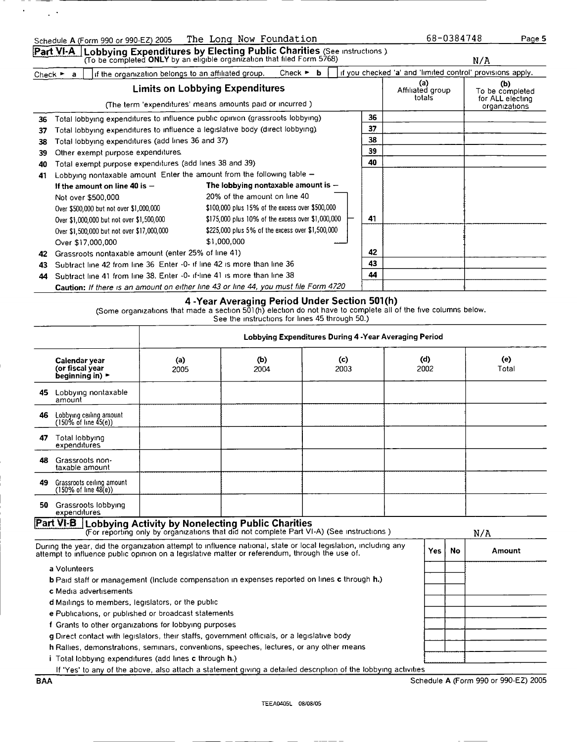Schedule A (Form 990 or 990-EZ) 2005 The Long Now Foundation 68-0384748 Page 5

## Part VI-A Lobbying Expenditures by Electing Public Charities (See instructions.)
(To be completed ONLY by an eligible organization that filed Form 5768)

N/A

Check ► a [ ] if the organization belongs to an affiliated group. Check ► b [ ] if you checked 'a' and 'limited control' provisions apply.

| Limits on Lobbying Expenditures (The term 'expenditures' means amounts paid or incurred.) | | (a) Affiliated group totals | (b) To be completed for ALL electing organizations |
|---|---|---|---|
| 36 Total lobbying expenditures to influence public opinion (grassroots lobbying) | 36 | | |
| 37 Total lobbying expenditures to influence a legislative body (direct lobbying) | 37 | | |
| 38 Total lobbying expenditures (add lines 36 and 37) | 38 | | |
| 39 Other exempt purpose expenditures | 39 | | |
| 40 Total exempt purpose expenditures (add lines 38 and 39) | 40 | | |
| 41 Lobbying nontaxable amount. Enter the amount from the following table – | | | |
| **If the amount on line 40 is –** / **The lobbying nontaxable amount is –** | | | |
| Not over $500,000 / 20% of the amount on line 40 | | | |
| Over $500,000 but not over $1,000,000 / $100,000 plus 15% of the excess over $500,000 | | | |
| Over $1,000,000 but not over $1,500,000 / $175,000 plus 10% of the excess over $1,000,000 | 41 | | |
| Over $1,500,000 but not over $17,000,000 / $225,000 plus 5% of the excess over $1,500,000 | | | |
| Over $17,000,000 / $1,000,000 | | | |
| 42 Grassroots nontaxable amount (enter 25% of line 41) | 42 | | |
| 43 Subtract line 42 from line 36. Enter -0- if line 42 is more than line 36 | 43 | | |
| 44 Subtract line 41 from line 38. Enter -0- if line 41 is more than line 38 | 44 | | |
| **Caution:** *If there is an amount on either line 43 or line 44, you must file Form 4720* | | | |

### 4-Year Averaging Period Under Section 501(h)
(Some organizations that made a section 501(h) election do not have to complete all of the five columns below. See the instructions for lines 45 through 50.)

| | Lobbying Expenditures During 4-Year Averaging Period | | | | |
|---|---|---|---|---|---|
| **Calendar year (or fiscal year beginning in) ►** | (a) 2005 | (b) 2004 | (c) 2003 | (d) 2002 | (e) Total |
| 45 Lobbying nontaxable amount | | | | | |
| 46 Lobbying ceiling amount (150% of line 45(e)) | | | | | |
| 47 Total lobbying expenditures | | | | | |
| 48 Grassroots nontaxable amount | | | | | |
| 49 Grassroots ceiling amount (150% of line 48(e)) | | | | | |
| 50 Grassroots lobbying expenditures | | | | | |

## Part VI-B Lobbying Activity by Nonelecting Public Charities
(For reporting only by organizations that did not complete Part VI-A) (See instructions.)

N/A

| During the year, did the organization attempt to influence national, state or local legislation, including any attempt to influence public opinion on a legislative matter or referendum, through the use of: | Yes | No | Amount |
|---|---|---|---|
| a Volunteers | | | |
| b Paid staff or management (Include compensation in expenses reported on lines c through h.) | | | |
| c Media advertisements | | | |
| d Mailings to members, legislators, or the public | | | |
| e Publications, or published or broadcast statements | | | |
| f Grants to other organizations for lobbying purposes | | | |
| g Direct contact with legislators, their staffs, government officials, or a legislative body | | | |
| h Rallies, demonstrations, seminars, conventions, speeches, lectures, or any other means | | | |
| i Total lobbying expenditures (add lines c through h.) | | | |

If 'Yes' to any of the above, also attach a statement giving a detailed description of the lobbying activities

BAA Schedule A (Form 990 or 990-EZ) 2005

TEEA0405L 08/08/05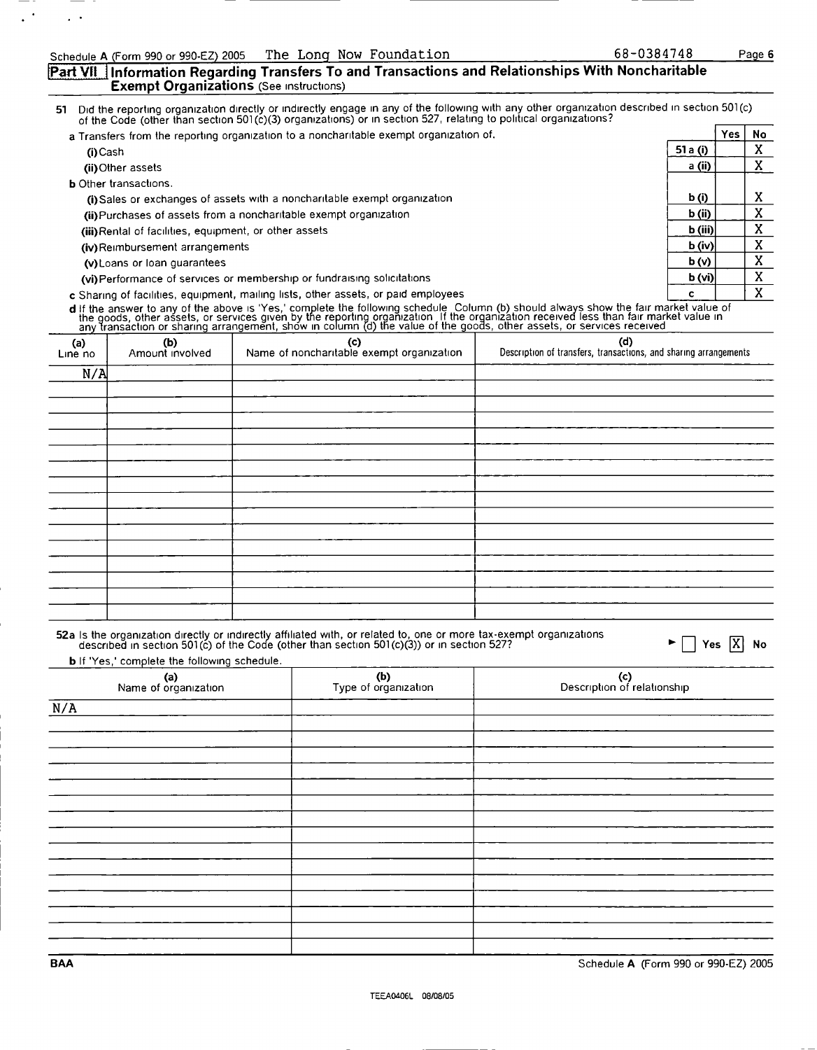Schedule A (Form 990 or 990-EZ) 2005 The Long Now Foundation 68-0384748

## Part VII Information Regarding Transfers To and Transactions and Relationships With Noncharitable Exempt Organizations (See instructions)

**51** Did the reporting organization directly or indirectly engage in any of the following with any other organization described in section 501(c) of the Code (other than section 501(c)(3) organizations) or in section 527, relating to political organizations?

| | | Yes | No |
|---|---|---|---|
| **a** Transfers from the reporting organization to a noncharitable exempt organization of. | | | |
| (i) Cash | 51 a (i) | | X |
| (ii) Other assets | a (ii) | | X |
| **b** Other transactions. | | | |
| (i) Sales or exchanges of assets with a noncharitable exempt organization | b (i) | | X |
| (ii) Purchases of assets from a noncharitable exempt organization | b (ii) | | X |
| (iii) Rental of facilities, equipment, or other assets | b (iii) | | X |
| (iv) Reimbursement arrangements | b (iv) | | X |
| (v) Loans or loan guarantees | b (v) | | X |
| (vi) Performance of services or membership or fundraising solicitations | b (vi) | | X |
| **c** Sharing of facilities, equipment, mailing lists, other assets, or paid employees | c | | X |

**d** If the answer to any of the above is 'Yes,' complete the following schedule Column (b) should always show the fair market value of the goods, other assets, or services given by the reporting organization If the organization received less than fair market value in any transaction or sharing arrangement, show in column (d) the value of the goods, other assets, or services received

| (a) Line no | (b) Amount involved | (c) Name of noncharitable exempt organization | (d) Description of transfers, transactions, and sharing arrangements |
|---|---|---|---|
| N/A | | | |

**52a** Is the organization directly or indirectly affiliated with, or related to, one or more tax-exempt organizations described in section 501(c) of the Code (other than section 501(c)(3)) or in section 527? ☐ Yes ☒ No

**b** If 'Yes,' complete the following schedule.

| (a) Name of organization | (b) Type of organization | (c) Description of relationship |
|---|---|---|
| N/A | | |

BAA Schedule A (Form 990 or 990-EZ) 2005

TEEA0406L 08/08/05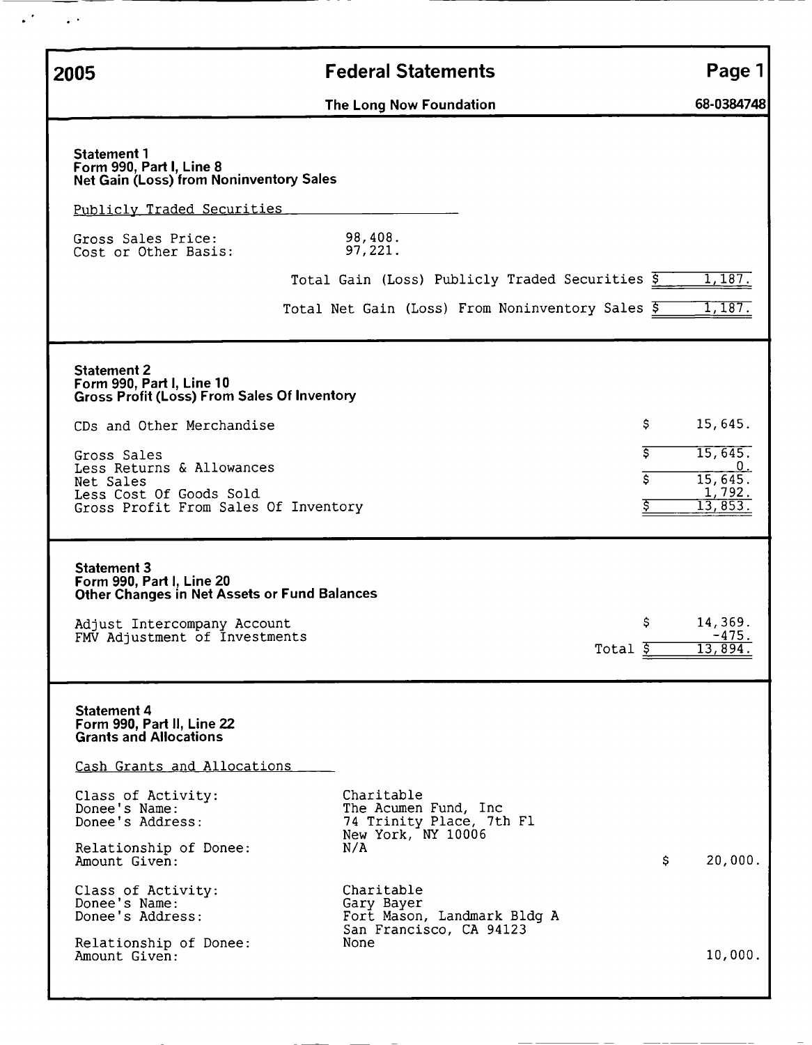# 2005 Federal Statements

**The Long Now Foundation** — 68-0384748

---

**Statement 1**
**Form 990, Part I, Line 8**
**Net Gain (Loss) from Noninventory Sales**

Publicly Traded Securities

| | |
|---|---|
| Gross Sales Price: | 98,408. |
| Cost or Other Basis: | 97,221. |

| | |
|---|---|
| Total Gain (Loss) Publicly Traded Securities | $ 1,187. |
| Total Net Gain (Loss) From Noninventory Sales | $ 1,187. |

---

**Statement 2**
**Form 990, Part I, Line 10**
**Gross Profit (Loss) From Sales Of Inventory**

| | |
|---|---|
| CDs and Other Merchandise | $ 15,645. |
| Gross Sales | $ 15,645. |
| Less Returns & Allowances | 0. |
| Net Sales | $ 15,645. |
| Less Cost Of Goods Sold | 1,792. |
| Gross Profit From Sales Of Inventory | $ 13,853. |

---

**Statement 3**
**Form 990, Part I, Line 20**
**Other Changes in Net Assets or Fund Balances**

| | |
|---|---|
| Adjust Intercompany Account | $ 14,369. |
| FMV Adjustment of Investments | -475. |
| Total | $ 13,894. |

---

**Statement 4**
**Form 990, Part II, Line 22**
**Grants and Allocations**

Cash Grants and Allocations

| | | |
|---|---|---|
| Class of Activity: | Charitable | |
| Donee's Name: | The Acumen Fund, Inc | |
| Donee's Address: | 74 Trinity Place, 7th Fl<br>New York, NY 10006 | |
| Relationship of Donee: | N/A | |
| Amount Given: | | $ 20,000. |
| Class of Activity: | Charitable | |
| Donee's Name: | Gary Bayer | |
| Donee's Address: | Fort Mason, Landmark Bldg A<br>San Francisco, CA 94123 | |
| Relationship of Donee: | None | |
| Amount Given: | | 10,000. |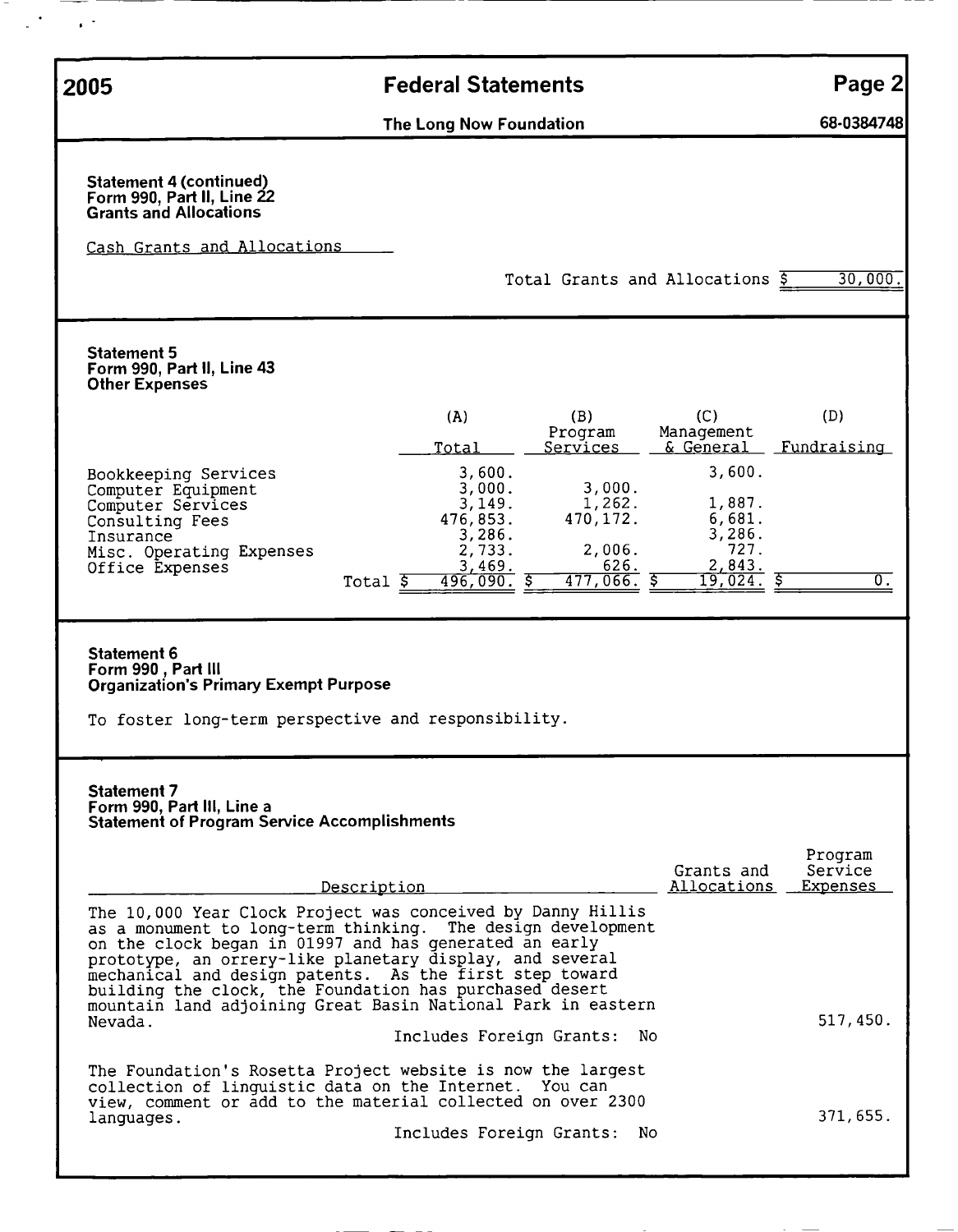# 2005 Federal Statements

**The Long Now Foundation** — **68-0384748**

**Statement 4 (continued)**
**Form 990, Part II, Line 22**
**Grants and Allocations**

Cash Grants and Allocations

Total Grants and Allocations $ 30,000.

**Statement 5**
**Form 990, Part II, Line 43**
**Other Expenses**

| | (A) Total | (B) Program Services | (C) Management & General | (D) Fundraising |
|---|---|---|---|---|
| Bookkeeping Services | 3,600. | | 3,600. | |
| Computer Equipment | 3,000. | 3,000. | | |
| Computer Services | 3,149. | 1,262. | 1,887. | |
| Consulting Fees | 476,853. | 470,172. | 6,681. | |
| Insurance | 3,286. | | 3,286. | |
| Misc. Operating Expenses | 2,733. | 2,006. | 727. | |
| Office Expenses | 3,469. | 626. | 2,843. | |
| Total | $ 496,090. | $ 477,066. | $ 19,024. | $ 0. |

**Statement 6**
**Form 990 , Part III**
**Organization's Primary Exempt Purpose**

To foster long-term perspective and responsibility.

**Statement 7**
**Form 990, Part III, Line a**
**Statement of Program Service Accomplishments**

| Description | Grants and Allocations | Program Service Expenses |
|---|---|---|
| The 10,000 Year Clock Project was conceived by Danny Hillis as a monument to long-term thinking. The design development on the clock began in 01997 and has generated an early prototype, an orrery-like planetary display, and several mechanical and design patents. As the first step toward building the clock, the Foundation has purchased desert mountain land adjoining Great Basin National Park in eastern Nevada. Includes Foreign Grants: No | | 517,450. |
| The Foundation's Rosetta Project website is now the largest collection of linguistic data on the Internet. You can view, comment or add to the material collected on over 2300 languages. Includes Foreign Grants: No | | 371,655. |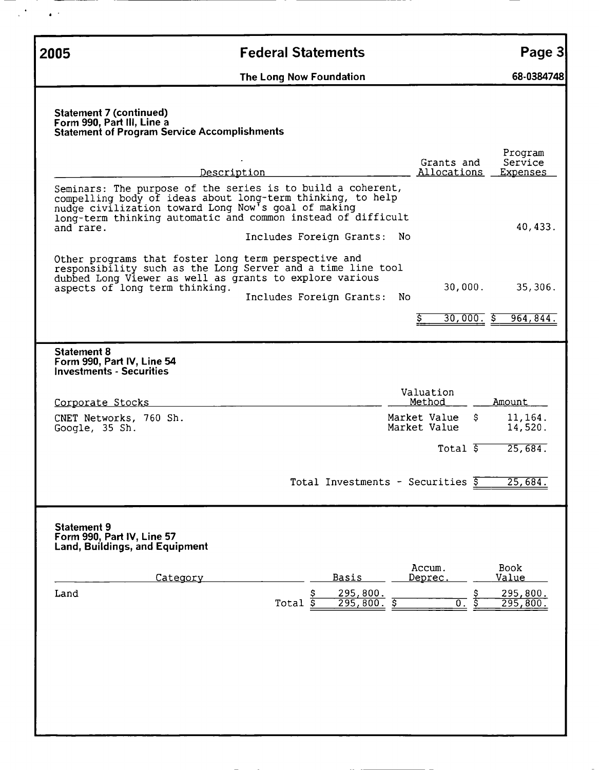**2005 Federal Statements**

**The Long Now Foundation** 68-0384748

**Statement 7 (continued)**
**Form 990, Part III, Line a**
**Statement of Program Service Accomplishments**

| Description | Grants and Allocations | Program Service Expenses |
|---|---|---|
| Seminars: The purpose of the series is to build a coherent, compelling body of ideas about long-term thinking, to help nudge civilization toward Long Now's goal of making long-term thinking automatic and common instead of difficult and rare. Includes Foreign Grants: No | | 40,433. |
| Other programs that foster long term perspective and responsibility such as the Long Server and a time line tool dubbed Long Viewer as well as grants to explore various aspects of long term thinking. Includes Foreign Grants: No | 30,000. | 35,306. |
| | $ 30,000. | $ 964,844. |

**Statement 8**
**Form 990, Part IV, Line 54**
**Investments - Securities**

| Corporate Stocks | Valuation Method | Amount |
|---|---|---|
| CNET Networks, 760 Sh. | Market Value | $ 11,164. |
| Google, 35 Sh. | Market Value | 14,520. |
| | Total | $ 25,684. |
| | Total Investments - Securities | $ 25,684. |

**Statement 9**
**Form 990, Part IV, Line 57**
**Land, Buildings, and Equipment**

| Category | Basis | Accum. Deprec. | Book Value |
|---|---|---|---|
| Land | $ 295,800. | | $ 295,800. |
| Total | $ 295,800. | $ 0. | $ 295,800. |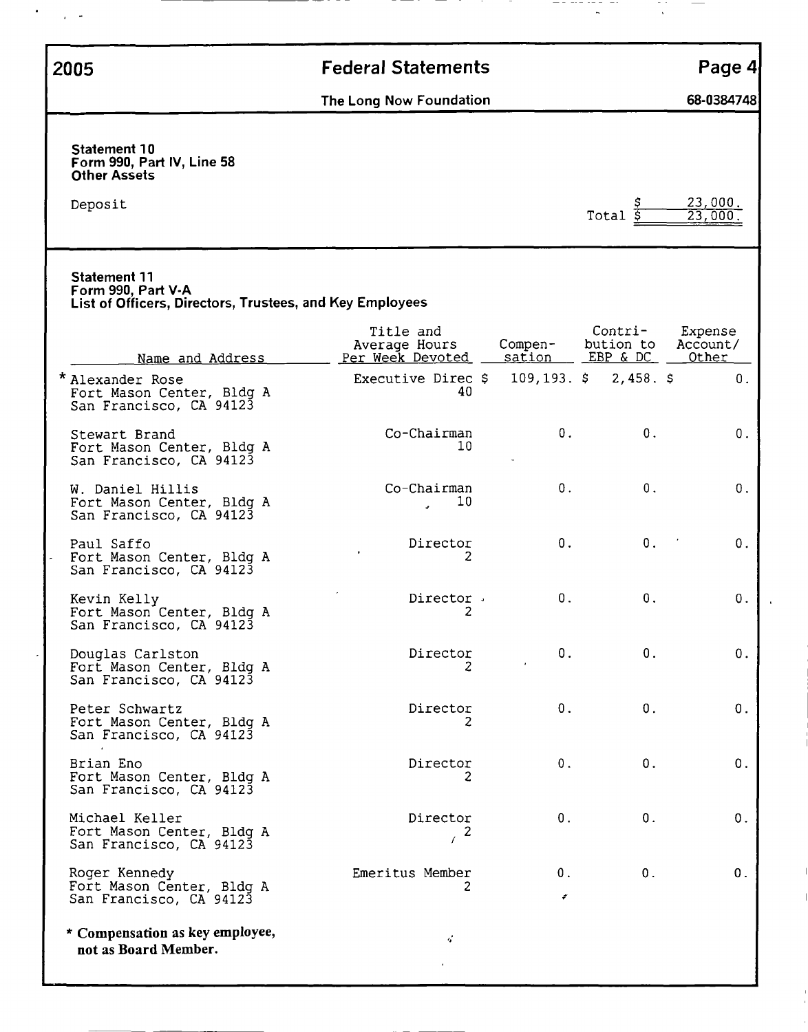# 2005 Federal Statements

**The Long Now Foundation** 68-0384748

**Statement 10**
**Form 990, Part IV, Line 58**
**Other Assets**

| | |
|---|---|
| Deposit | $ 23,000. |
| Total | $ 23,000. |

**Statement 11**
**Form 990, Part V-A**
**List of Officers, Directors, Trustees, and Key Employees**

| Name and Address | Title and Average Hours Per Week Devoted | Compensation | Contribution to EBP & DC | Expense Account/ Other |
|---|---|---|---|---|
| * Alexander Rose<br>Fort Mason Center, Bldg A<br>San Francisco, CA 94123 | Executive Direc<br>40 | $ 109,193. | $ 2,458. | $ 0. |
| Stewart Brand<br>Fort Mason Center, Bldg A<br>San Francisco, CA 94123 | Co-Chairman<br>10 | 0. | 0. | 0. |
| W. Daniel Hillis<br>Fort Mason Center, Bldg A<br>San Francisco, CA 94123 | Co-Chairman<br>10 | 0. | 0. | 0. |
| Paul Saffo<br>Fort Mason Center, Bldg A<br>San Francisco, CA 94123 | Director<br>2 | 0. | 0. | 0. |
| Kevin Kelly<br>Fort Mason Center, Bldg A<br>San Francisco, CA 94123 | Director<br>2 | 0. | 0. | 0. |
| Douglas Carlston<br>Fort Mason Center, Bldg A<br>San Francisco, CA 94123 | Director<br>2 | 0. | 0. | 0. |
| Peter Schwartz<br>Fort Mason Center, Bldg A<br>San Francisco, CA 94123 | Director<br>2 | 0. | 0. | 0. |
| Brian Eno<br>Fort Mason Center, Bldg A<br>San Francisco, CA 94123 | Director<br>2 | 0. | 0. | 0. |
| Michael Keller<br>Fort Mason Center, Bldg A<br>San Francisco, CA 94123 | Director<br>2 | 0. | 0. | 0. |
| Roger Kennedy<br>Fort Mason Center, Bldg A<br>San Francisco, CA 94123 | Emeritus Member<br>2 | 0. | 0. | 0. |

**\* Compensation as key employee, not as Board Member.**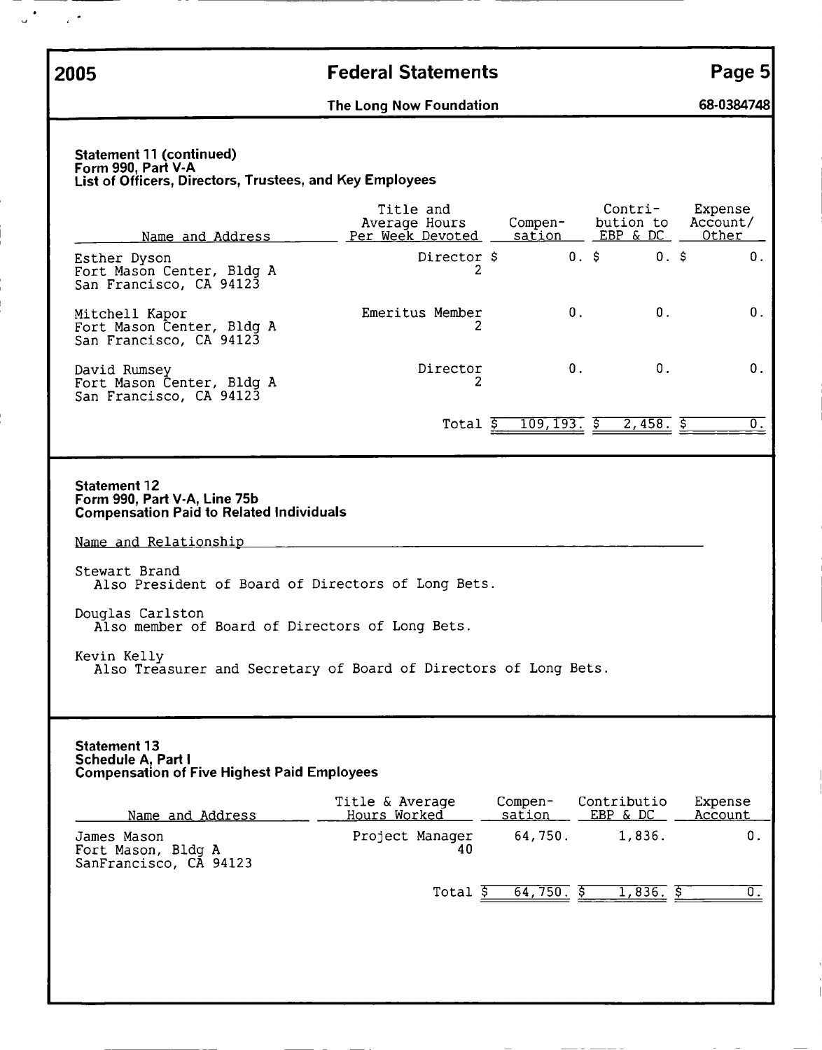## 2005 Federal Statements

**The Long Now Foundation** — 68-0384748

### Statement 11 (continued)
**Form 990, Part V-A**
**List of Officers, Directors, Trustees, and Key Employees**

| Name and Address | Title and Average Hours Per Week Devoted | Compen-sation | Contri-bution to EBP & DC | Expense Account/ Other |
|---|---|---|---|---|
| Esther Dyson<br>Fort Mason Center, Bldg A<br>San Francisco, CA 94123 | Director<br>2 | $ 0. | $ 0. | $ 0. |
| Mitchell Kapor<br>Fort Mason Center, Bldg A<br>San Francisco, CA 94123 | Emeritus Member<br>2 | 0. | 0. | 0. |
| David Rumsey<br>Fort Mason Center, Bldg A<br>San Francisco, CA 94123 | Director<br>2 | 0. | 0. | 0. |
| | Total | $ 109,193. | $ 2,458. | $ 0. |

### Statement 12
**Form 990, Part V-A, Line 75b**
**Compensation Paid to Related Individuals**

Name and Relationship

Stewart Brand
Also President of Board of Directors of Long Bets.

Douglas Carlston
Also member of Board of Directors of Long Bets.

Kevin Kelly
Also Treasurer and Secretary of Board of Directors of Long Bets.

### Statement 13
**Schedule A, Part I**
**Compensation of Five Highest Paid Employees**

| Name and Address | Title & Average Hours Worked | Compen-sation | Contributio EBP & DC | Expense Account |
|---|---|---|---|---|
| James Mason<br>Fort Mason, Bldg A<br>SanFrancisco, CA 94123 | Project Manager<br>40 | 64,750. | 1,836. | 0. |
| | Total | $ 64,750. | $ 1,836. | $ 0. |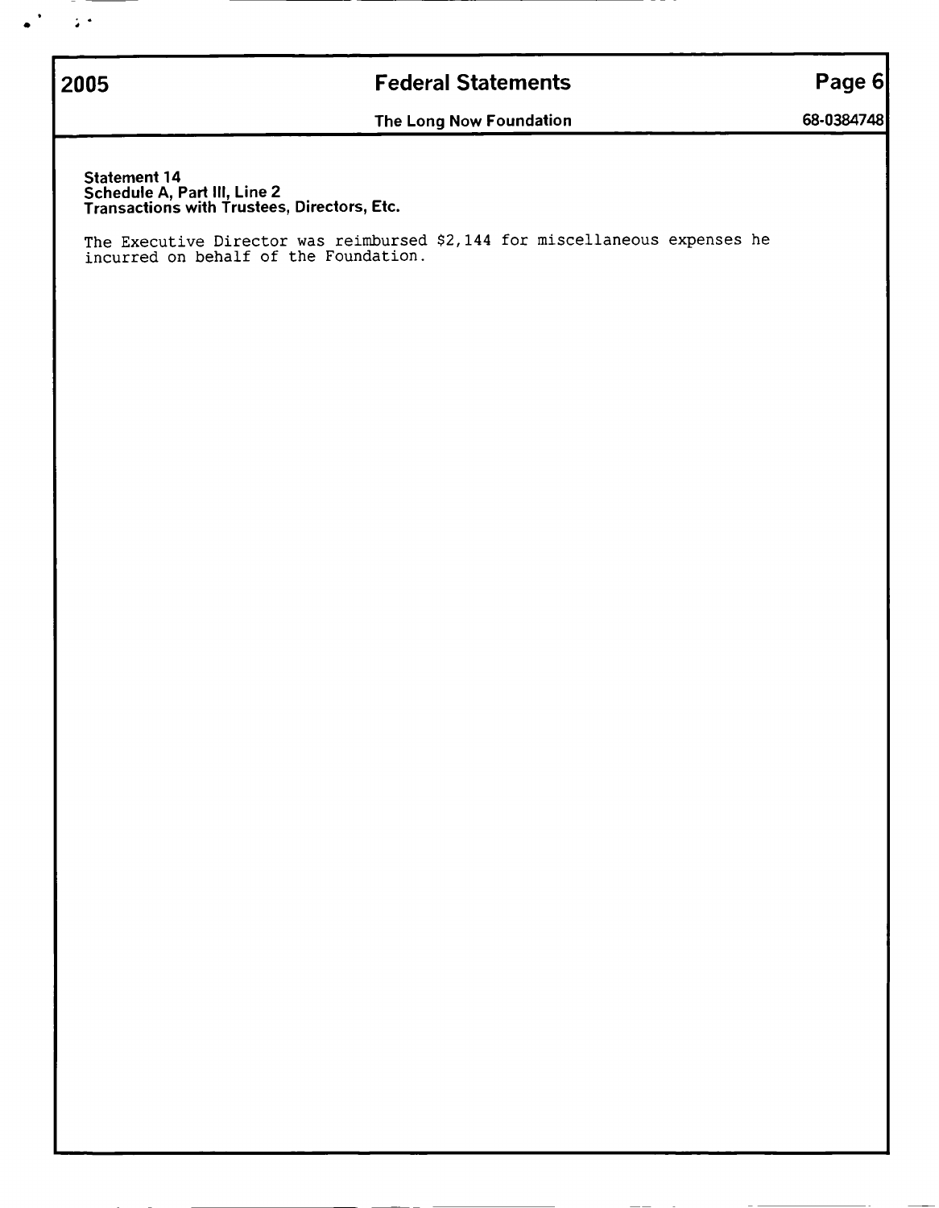**Statement 14**
**Schedule A, Part III, Line 2**
**Transactions with Trustees, Directors, Etc.**

The Executive Director was reimbursed $2,144 for miscellaneous expenses he incurred on behalf of the Foundation.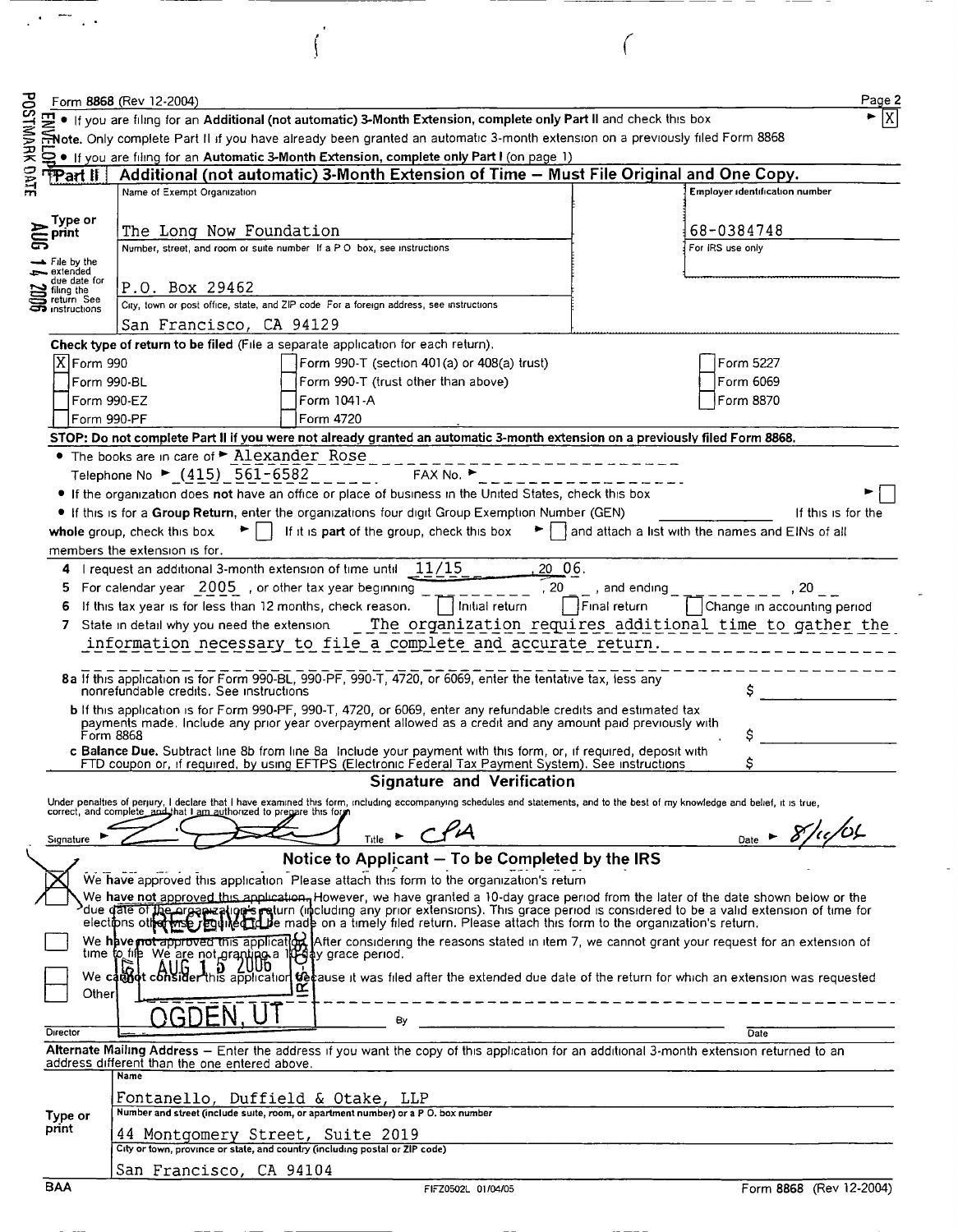Form 8868 (Rev 12-2004)

- If you are filing for an **Additional (not automatic) 3-Month Extension, complete only Part II** and check this box ► [X]

**Note.** Only complete Part II if you have already been granted an automatic 3-month extension on a previously filed Form 8868

- If you are filing for an **Automatic 3-Month Extension, complete only Part I** (on page 1)

POSTMARK DATE ENVELOPE AUG 14 2006

## Part II | Additional (not automatic) 3-Month Extension of Time – Must File Original and One Copy.

| Type or print | Name of Exempt Organization | Employer identification number |
|---|---|---|
| File by the extended due date for filing the return See instructions | The Long Now Foundation | 68-0384748 |
| | Number, street, and room or suite number If a P O box, see instructions | For IRS use only |
| | P.O. Box 29462 | |
| | City, town or post office, state, and ZIP code For a foreign address, see instructions | |
| | San Francisco, CA 94129 | |

**Check type of return to be filed** (File a separate application for each return).

| | | |
|---|---|---|
| [X] Form 990 | [ ] Form 990-T (section 401(a) or 408(a) trust) | [ ] Form 5227 |
| [ ] Form 990-BL | [ ] Form 990-T (trust other than above) | [ ] Form 6069 |
| [ ] Form 990-EZ | [ ] Form 1041-A | [ ] Form 8870 |
| [ ] Form 990-PF | [ ] Form 4720 | |

**STOP: Do not complete Part II if you were not already granted an automatic 3-month extension on a previously filed Form 8868.**

- The books are in care of ► Alexander Rose
  Telephone No ► (415) 561-6582 FAX No. ►
- If the organization does not have an office or place of business in the United States, check this box ► [ ]
- If this is for a Group Return, enter the organizations four digit Group Exemption Number (GEN) ______ If this is for the whole group, check this box ► [ ] If it is part of the group, check this box ► [ ] and attach a list with the names and EINs of all members the extension is for.

4 I request an additional 3-month extension of time until 11/15, 20 06.

5 For calendar year 2005, or other tax year beginning ______, 20__, and ending ______, 20__

6 If this tax year is for less than 12 months, check reason. [ ] Initial return [ ] Final return [ ] Change in accounting period

7 State in detail why you need the extension The organization requires additional time to gather the information necessary to file a complete and accurate return.

8a If this application is for Form 990-BL, 990-PF, 990-T, 4720, or 6069, enter the tentative tax, less any nonrefundable credits. See instructions $

b If this application is for Form 990-PF, 990-T, 4720, or 6069, enter any refundable credits and estimated tax payments made. Include any prior year overpayment allowed as a credit and any amount paid previously with Form 8868 $

c **Balance Due.** Subtract line 8b from line 8a Include your payment with this form, or, if required, deposit with FTD coupon or, if required, by using EFTPS (Electronic Federal Tax Payment System). See instructions $

### Signature and Verification

Under penalties of perjury, I declare that I have examined this form, including accompanying schedules and statements, and to the best of my knowledge and belief, it is true, correct, and complete, and that I am authorized to prepare this form

Signature ► [signature] Title ► CPA Date ► 8/11/06

### Notice to Applicant – To be Completed by the IRS

[X] We have approved this application Please attach this form to the organization's return

[ ] We have not approved this application. However, we have granted a 10-day grace period from the later of the date shown below or the due date of the organization's return (including any prior extensions). This grace period is considered to be a valid extension of time for elections otherwise required to be made on a timely filed return. Please attach this form to the organization's return.

[ ] We have not approved this application After considering the reasons stated in item 7, we cannot grant your request for an extension of time to file We are not granting a 10-day grace period.

[ ] We cannot consider this application because it was filed after the extended due date of the return for which an extension was requested

[ ] Other

RECEIVED AUG 15 2006 OGDEN, UT

Director By Date

**Alternate Mailing Address** – Enter the address if you want the copy of this application for an additional 3-month extension returned to an address different than the one entered above.

| Type or print | Name |
|---|---|
| | Fontanello, Duffield & Otake, LLP |
| | Number and street (include suite, room, or apartment number) or a P O. box number |
| | 44 Montgomery Street, Suite 2019 |
| | City or town, province or state, and country (including postal or ZIP code) |
| | San Francisco, CA 94104 |

BAA FIFZ0502L 01/04/05 Form 8868 (Rev 12-2004)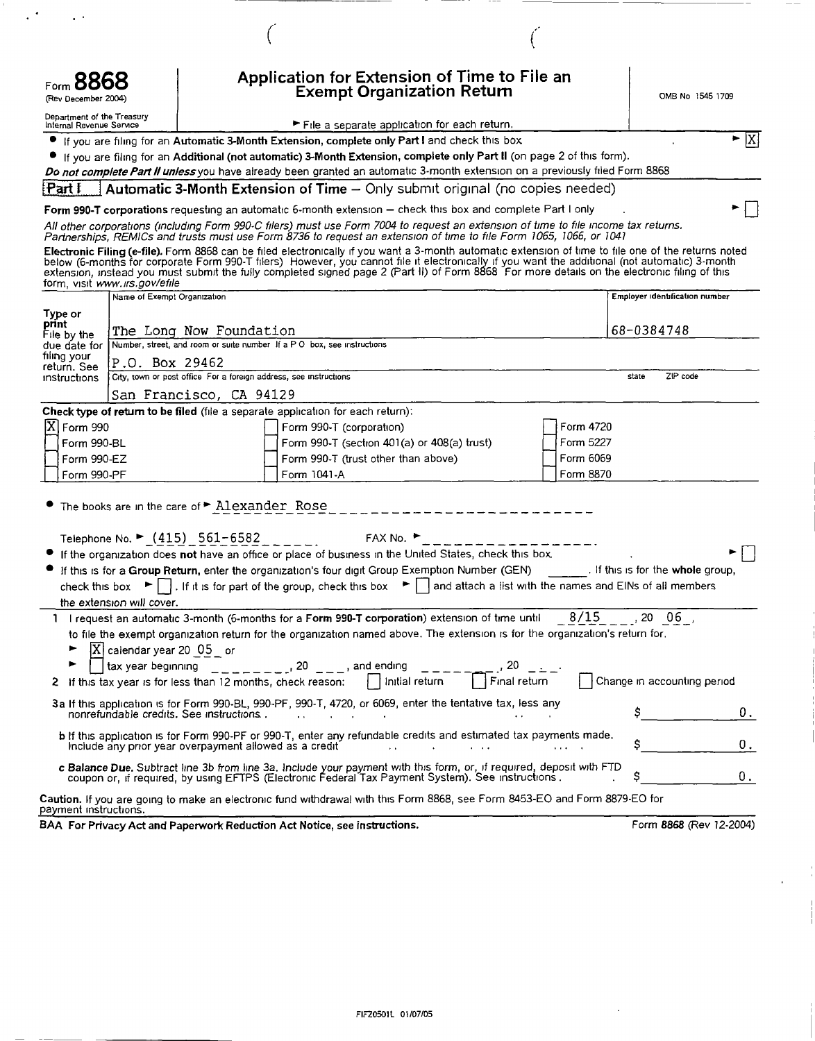Form **8868**
(Rev December 2004)

Department of the Treasury
Internal Revenue Service

# Application for Extension of Time to File an Exempt Organization Return

OMB No 1545 1709

► File a separate application for each return.

- If you are filing for an **Automatic 3-Month Extension, complete only Part I** and check this box ► [X]
- If you are filing for an **Additional (not automatic) 3-Month Extension, complete only Part II** (on page 2 of this form).

***Do not complete Part II unless*** *you have already been granted an automatic 3-month extension on a previously filed Form 8868*

## Part I — Automatic 3-Month Extension of Time – Only submit original (no copies needed)

**Form 990-T corporations** requesting an automatic 6-month extension – check this box and complete Part I only ► [ ]

*All other corporations (including Form 990-C filers) must use Form 7004 to request an extension of time to file income tax returns. Partnerships, REMICs and trusts must use Form 8736 to request an extension of time to file Form 1065, 1066, or 1041*

**Electronic Filing (e-file).** Form 8868 can be filed electronically if you want a 3-month automatic extension of time to file one of the returns noted below (6-months for corporate Form 990-T filers) However, you cannot file it electronically if you want the additional (not automatic) 3-month extension, instead you must submit the fully completed signed page 2 (Part II) of Form 8868 For more details on the electronic filing of this form, visit *www.irs.gov/efile*

| Type or print<br>File by the due date for filing your return. See instructions | | |
|---|---|---|
| | Name of Exempt Organization: The Long Now Foundation | Employer identification number: 68-0384748 |
| | Number, street, and room or suite number If a P O box, see instructions: P.O. Box 29462 | |
| | City, town or post office For a foreign address, see instructions: San Francisco, CA 94129 | state / ZIP code |

**Check type of return to be filed** (file a separate application for each return):

| | | |
|---|---|---|
| [X] Form 990 | [ ] Form 990-T (corporation) | [ ] Form 4720 |
| [ ] Form 990-BL | [ ] Form 990-T (section 401(a) or 408(a) trust) | [ ] Form 5227 |
| [ ] Form 990-EZ | [ ] Form 990-T (trust other than above) | [ ] Form 6069 |
| [ ] Form 990-PF | [ ] Form 1041-A | [ ] Form 8870 |

- The books are in the care of ► Alexander Rose

  Telephone No. ► (415) 561-6582 FAX No. ►
- If the organization does **not** have an office or place of business in the United States, check this box ► [ ]
- If this is for a **Group Return**, enter the organization's four digit Group Exemption Number (GEN) ______. If this is for the **whole** group, check this box ► [ ]. If it is for part of the group, check this box ► [ ] and attach a list with the names and EINs of all members the extension will cover.

**1** I request an automatic 3-month (6-months for a **Form 990-T corporation**) extension of time until 8/15, 20 06, to file the exempt organization return for the organization named above. The extension is for the organization's return for.

► [X] calendar year 20 05 or

► [ ] tax year beginning ________, 20 ___, and ending ________, 20 ___.

**2** If this tax year is for less than 12 months, check reason: [ ] Initial return [ ] Final return [ ] Change in accounting period

**3a** If this application is for Form 990-BL, 990-PF, 990-T, 4720, or 6069, enter the tentative tax, less any nonrefundable credits. See instructions. $ 0.

**b** If this application is for Form 990-PF or 990-T, enter any refundable credits and estimated tax payments made. Include any prior year overpayment allowed as a credit $ 0.

**c Balance Due.** Subtract line 3b from line 3a. Include your payment with this form, or, if required, deposit with FTD coupon or, if required, by using EFTPS (Electronic Federal Tax Payment System). See instructions. $ 0.

**Caution.** If you are going to make an electronic fund withdrawal with this Form 8868, see Form 8453-EO and Form 8879-EO for payment instructions.

**BAA For Privacy Act and Paperwork Reduction Act Notice, see instructions.** Form **8868** (Rev 12-2004)

FIFZ0501L 01/07/05